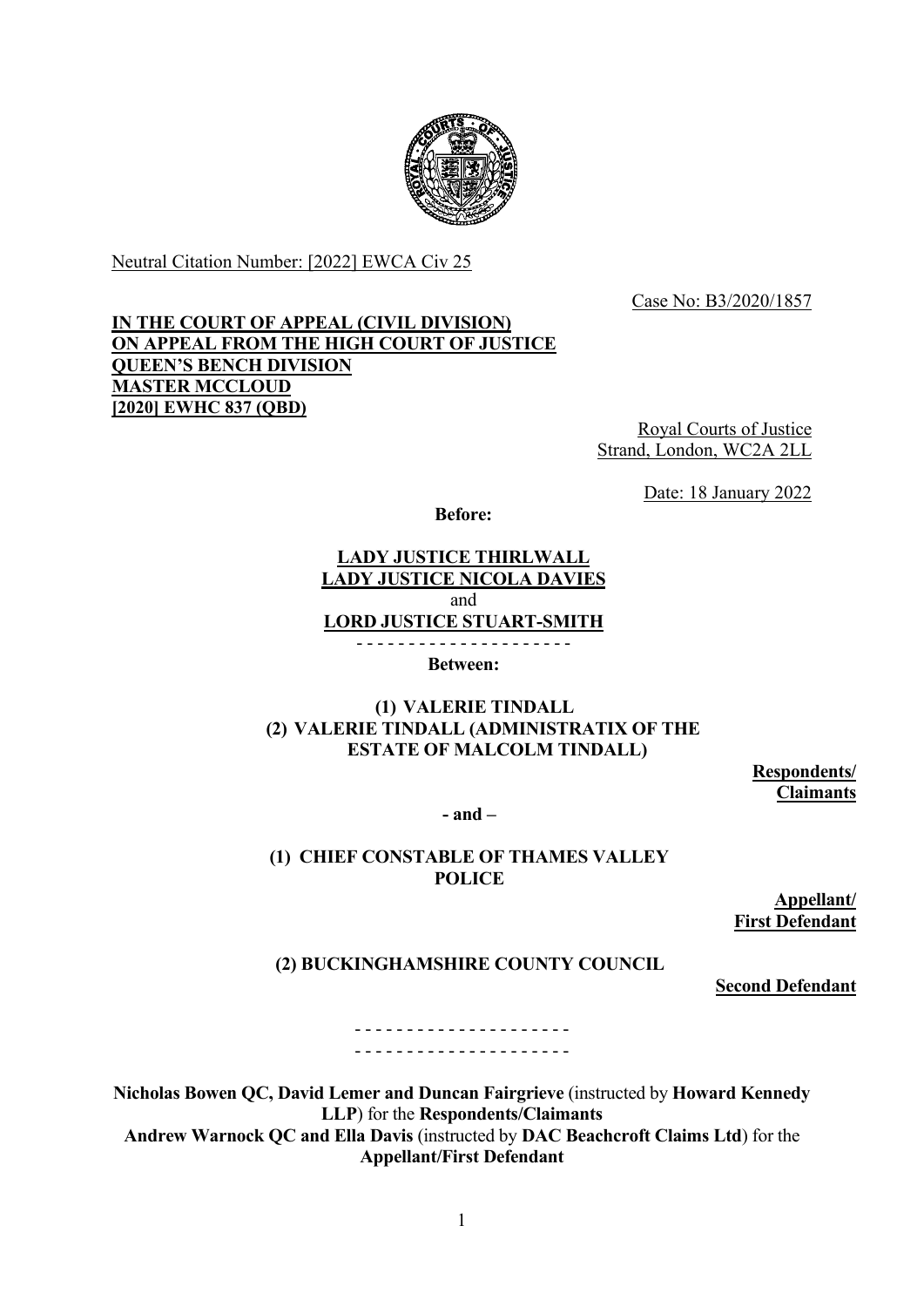Neutral Citation Number: [2022] EWCA Civ 25

Case No: B3/2020/1857

**IN THE COURT OF APPEAL (CIVIL DIVISION)**
**ON APPEAL FROM THE HIGH COURT OF JUSTICE**
**QUEEN'S BENCH DIVISION**
**MASTER MCCLOUD**
**[2020] EWHC 837 (QBD)**

Royal Courts of Justice
Strand, London, WC2A 2LL

Date: 18 January 2022

**Before:**

**LADY JUSTICE THIRLWALL**
**LADY JUSTICE NICOLA DAVIES**
and
**LORD JUSTICE STUART-SMITH**

- - - - - - - - - - - - - - - - - - - - -

**Between:**

**(1) VALERIE TINDALL**
**(2) VALERIE TINDALL (ADMINISTRATIX OF THE ESTATE OF MALCOLM TINDALL)**

**Respondents/ Claimants**

**- and –**

**(1) CHIEF CONSTABLE OF THAMES VALLEY POLICE**

**Appellant/ First Defendant**

**(2) BUCKINGHAMSHIRE COUNTY COUNCIL**

**Second Defendant**

- - - - - - - - - - - - - - - - - - - - -
- - - - - - - - - - - - - - - - - - - - -

**Nicholas Bowen QC, David Lemer and Duncan Fairgrieve** (instructed by **Howard Kennedy LLP**) for the **Respondents/Claimants**
**Andrew Warnock QC and Ella Davis** (instructed by **DAC Beachcroft Claims Ltd**) for the **Appellant/First Defendant**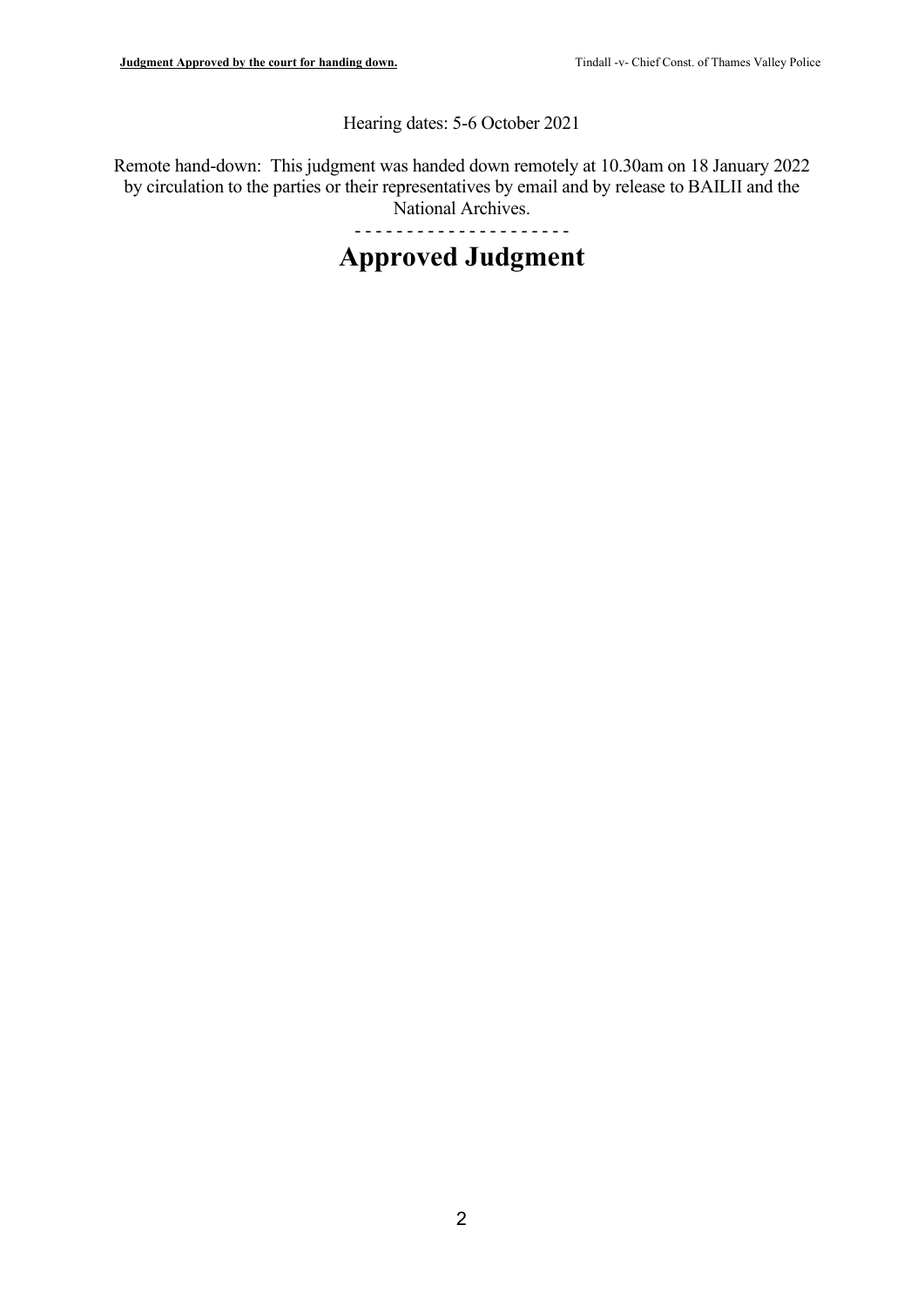Hearing dates: 5-6 October 2021

Remote hand-down: This judgment was handed down remotely at 10.30am on 18 January 2022 by circulation to the parties or their representatives by email and by release to BAILII and the National Archives.

- - - - - - - - - - - - - - - - - - - - -

# Approved Judgment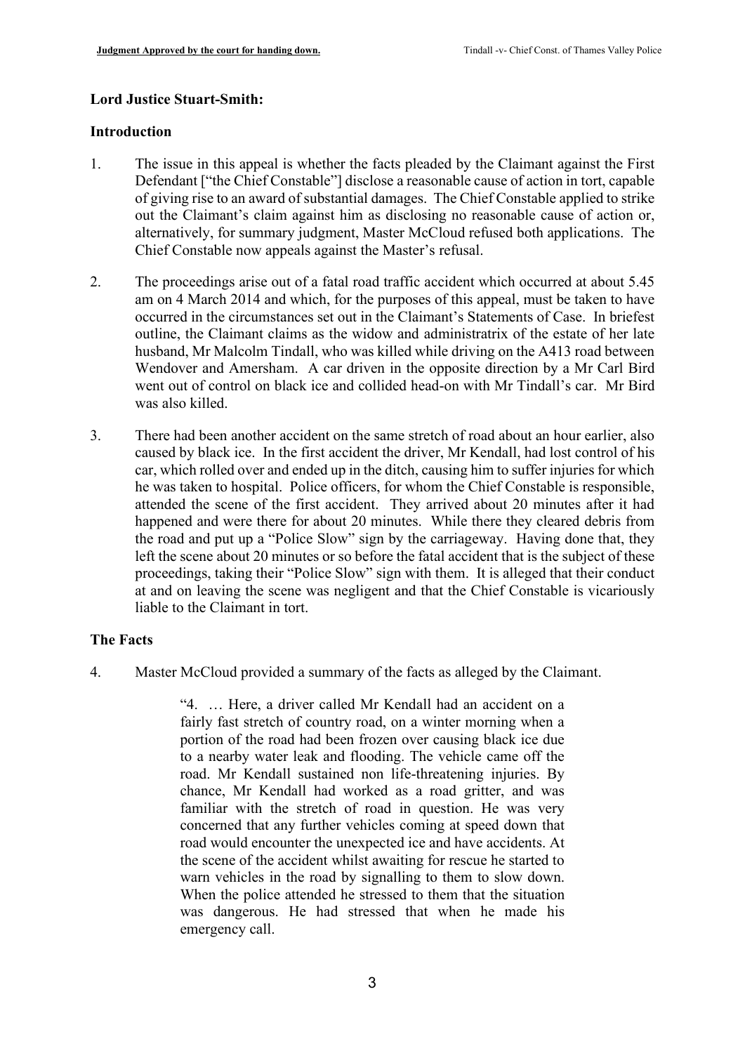**Lord Justice Stuart-Smith:**

**Introduction**

1. The issue in this appeal is whether the facts pleaded by the Claimant against the First Defendant ["the Chief Constable"] disclose a reasonable cause of action in tort, capable of giving rise to an award of substantial damages. The Chief Constable applied to strike out the Claimant's claim against him as disclosing no reasonable cause of action or, alternatively, for summary judgment, Master McCloud refused both applications. The Chief Constable now appeals against the Master's refusal.

2. The proceedings arise out of a fatal road traffic accident which occurred at about 5.45 am on 4 March 2014 and which, for the purposes of this appeal, must be taken to have occurred in the circumstances set out in the Claimant's Statements of Case. In briefest outline, the Claimant claims as the widow and administratrix of the estate of her late husband, Mr Malcolm Tindall, who was killed while driving on the A413 road between Wendover and Amersham. A car driven in the opposite direction by a Mr Carl Bird went out of control on black ice and collided head-on with Mr Tindall's car. Mr Bird was also killed.

3. There had been another accident on the same stretch of road about an hour earlier, also caused by black ice. In the first accident the driver, Mr Kendall, had lost control of his car, which rolled over and ended up in the ditch, causing him to suffer injuries for which he was taken to hospital. Police officers, for whom the Chief Constable is responsible, attended the scene of the first accident. They arrived about 20 minutes after it had happened and were there for about 20 minutes. While there they cleared debris from the road and put up a "Police Slow" sign by the carriageway. Having done that, they left the scene about 20 minutes or so before the fatal accident that is the subject of these proceedings, taking their "Police Slow" sign with them. It is alleged that their conduct at and on leaving the scene was negligent and that the Chief Constable is vicariously liable to the Claimant in tort.

**The Facts**

4. Master McCloud provided a summary of the facts as alleged by the Claimant.

> "4. … Here, a driver called Mr Kendall had an accident on a fairly fast stretch of country road, on a winter morning when a portion of the road had been frozen over causing black ice due to a nearby water leak and flooding. The vehicle came off the road. Mr Kendall sustained non life-threatening injuries. By chance, Mr Kendall had worked as a road gritter, and was familiar with the stretch of road in question. He was very concerned that any further vehicles coming at speed down that road would encounter the unexpected ice and have accidents. At the scene of the accident whilst awaiting for rescue he started to warn vehicles in the road by signalling to them to slow down. When the police attended he stressed to them that the situation was dangerous. He had stressed that when he made his emergency call.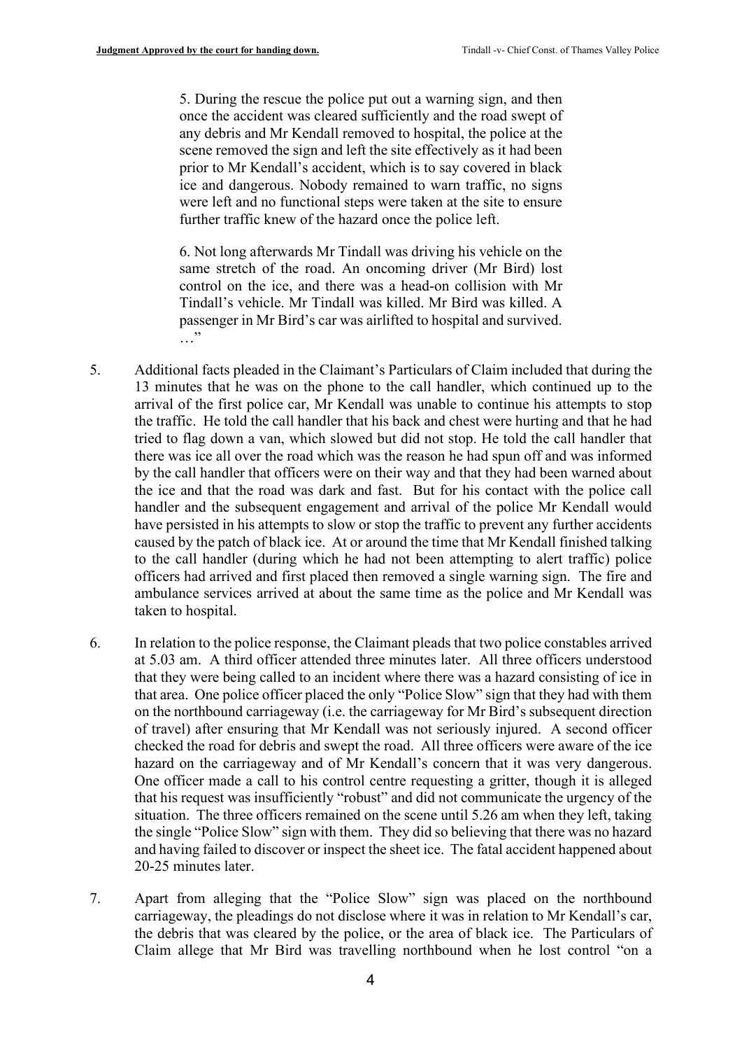> 5. During the rescue the police put out a warning sign, and then once the accident was cleared sufficiently and the road swept of any debris and Mr Kendall removed to hospital, the police at the scene removed the sign and left the site effectively as it had been prior to Mr Kendall's accident, which is to say covered in black ice and dangerous. Nobody remained to warn traffic, no signs were left and no functional steps were taken at the site to ensure further traffic knew of the hazard once the police left.
>
> 6. Not long afterwards Mr Tindall was driving his vehicle on the same stretch of the road. An oncoming driver (Mr Bird) lost control on the ice, and there was a head-on collision with Mr Tindall's vehicle. Mr Tindall was killed. Mr Bird was killed. A passenger in Mr Bird's car was airlifted to hospital and survived. …"

5. Additional facts pleaded in the Claimant's Particulars of Claim included that during the 13 minutes that he was on the phone to the call handler, which continued up to the arrival of the first police car, Mr Kendall was unable to continue his attempts to stop the traffic. He told the call handler that his back and chest were hurting and that he had tried to flag down a van, which slowed but did not stop. He told the call handler that there was ice all over the road which was the reason he had spun off and was informed by the call handler that officers were on their way and that they had been warned about the ice and that the road was dark and fast. But for his contact with the police call handler and the subsequent engagement and arrival of the police Mr Kendall would have persisted in his attempts to slow or stop the traffic to prevent any further accidents caused by the patch of black ice. At or around the time that Mr Kendall finished talking to the call handler (during which he had not been attempting to alert traffic) police officers had arrived and first placed then removed a single warning sign. The fire and ambulance services arrived at about the same time as the police and Mr Kendall was taken to hospital.

6. In relation to the police response, the Claimant pleads that two police constables arrived at 5.03 am. A third officer attended three minutes later. All three officers understood that they were being called to an incident where there was a hazard consisting of ice in that area. One police officer placed the only "Police Slow" sign that they had with them on the northbound carriageway (i.e. the carriageway for Mr Bird's subsequent direction of travel) after ensuring that Mr Kendall was not seriously injured. A second officer checked the road for debris and swept the road. All three officers were aware of the ice hazard on the carriageway and of Mr Kendall's concern that it was very dangerous. One officer made a call to his control centre requesting a gritter, though it is alleged that his request was insufficiently "robust" and did not communicate the urgency of the situation. The three officers remained on the scene until 5.26 am when they left, taking the single "Police Slow" sign with them. They did so believing that there was no hazard and having failed to discover or inspect the sheet ice. The fatal accident happened about 20-25 minutes later.

7. Apart from alleging that the "Police Slow" sign was placed on the northbound carriageway, the pleadings do not disclose where it was in relation to Mr Kendall's car, the debris that was cleared by the police, or the area of black ice. The Particulars of Claim allege that Mr Bird was travelling northbound when he lost control "on a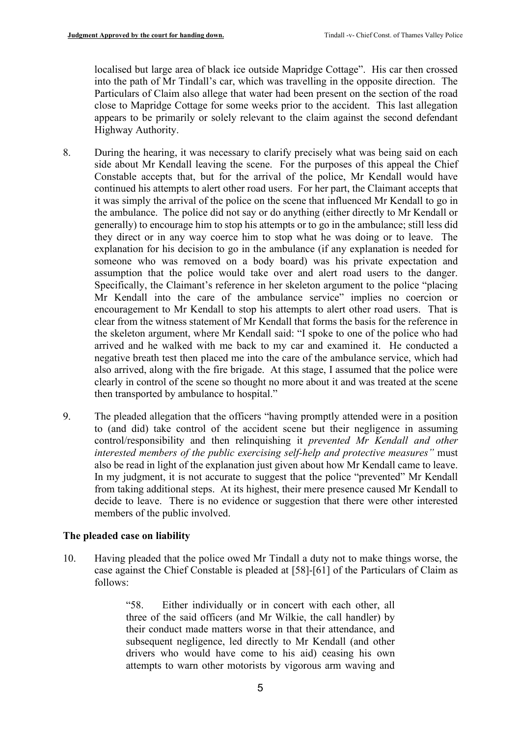localised but large area of black ice outside Mapridge Cottage". His car then crossed into the path of Mr Tindall's car, which was travelling in the opposite direction. The Particulars of Claim also allege that water had been present on the section of the road close to Mapridge Cottage for some weeks prior to the accident. This last allegation appears to be primarily or solely relevant to the claim against the second defendant Highway Authority.

8. During the hearing, it was necessary to clarify precisely what was being said on each side about Mr Kendall leaving the scene. For the purposes of this appeal the Chief Constable accepts that, but for the arrival of the police, Mr Kendall would have continued his attempts to alert other road users. For her part, the Claimant accepts that it was simply the arrival of the police on the scene that influenced Mr Kendall to go in the ambulance. The police did not say or do anything (either directly to Mr Kendall or generally) to encourage him to stop his attempts or to go in the ambulance; still less did they direct or in any way coerce him to stop what he was doing or to leave. The explanation for his decision to go in the ambulance (if any explanation is needed for someone who was removed on a body board) was his private expectation and assumption that the police would take over and alert road users to the danger. Specifically, the Claimant's reference in her skeleton argument to the police "placing Mr Kendall into the care of the ambulance service" implies no coercion or encouragement to Mr Kendall to stop his attempts to alert other road users. That is clear from the witness statement of Mr Kendall that forms the basis for the reference in the skeleton argument, where Mr Kendall said: "I spoke to one of the police who had arrived and he walked with me back to my car and examined it. He conducted a negative breath test then placed me into the care of the ambulance service, which had also arrived, along with the fire brigade. At this stage, I assumed that the police were clearly in control of the scene so thought no more about it and was treated at the scene then transported by ambulance to hospital."

9. The pleaded allegation that the officers "having promptly attended were in a position to (and did) take control of the accident scene but their negligence in assuming control/responsibility and then relinquishing it *prevented Mr Kendall and other interested members of the public exercising self-help and protective measures"* must also be read in light of the explanation just given about how Mr Kendall came to leave. In my judgment, it is not accurate to suggest that the police "prevented" Mr Kendall from taking additional steps. At its highest, their mere presence caused Mr Kendall to decide to leave. There is no evidence or suggestion that there were other interested members of the public involved.

## The pleaded case on liability

10. Having pleaded that the police owed Mr Tindall a duty not to make things worse, the case against the Chief Constable is pleaded at [58]-[61] of the Particulars of Claim as follows:

> "58. Either individually or in concert with each other, all three of the said officers (and Mr Wilkie, the call handler) by their conduct made matters worse in that their attendance, and subsequent negligence, led directly to Mr Kendall (and other drivers who would have come to his aid) ceasing his own attempts to warn other motorists by vigorous arm waving and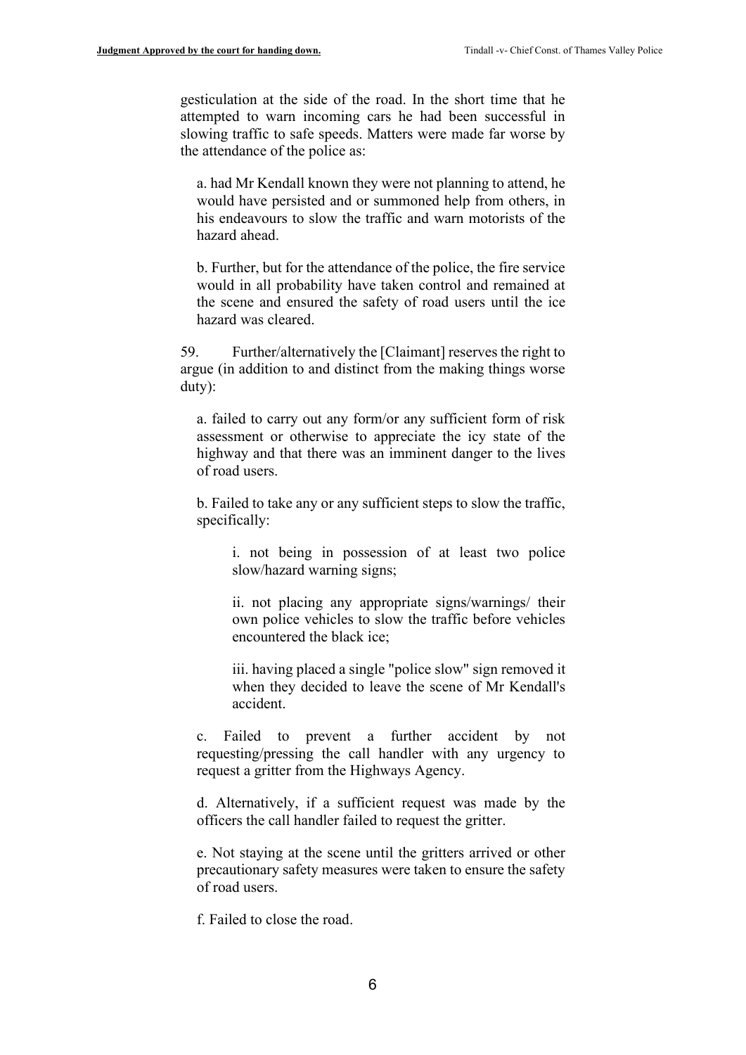gesticulation at the side of the road. In the short time that he attempted to warn incoming cars he had been successful in slowing traffic to safe speeds. Matters were made far worse by the attendance of the police as:

a. had Mr Kendall known they were not planning to attend, he would have persisted and or summoned help from others, in his endeavours to slow the traffic and warn motorists of the hazard ahead.

b. Further, but for the attendance of the police, the fire service would in all probability have taken control and remained at the scene and ensured the safety of road users until the ice hazard was cleared.

59. Further/alternatively the [Claimant] reserves the right to argue (in addition to and distinct from the making things worse duty):

a. failed to carry out any form/or any sufficient form of risk assessment or otherwise to appreciate the icy state of the highway and that there was an imminent danger to the lives of road users.

b. Failed to take any or any sufficient steps to slow the traffic, specifically:

> i. not being in possession of at least two police slow/hazard warning signs;
>
> ii. not placing any appropriate signs/warnings/ their own police vehicles to slow the traffic before vehicles encountered the black ice;
>
> iii. having placed a single "police slow" sign removed it when they decided to leave the scene of Mr Kendall's accident.

c. Failed to prevent a further accident by not requesting/pressing the call handler with any urgency to request a gritter from the Highways Agency.

d. Alternatively, if a sufficient request was made by the officers the call handler failed to request the gritter.

e. Not staying at the scene until the gritters arrived or other precautionary safety measures were taken to ensure the safety of road users.

f. Failed to close the road.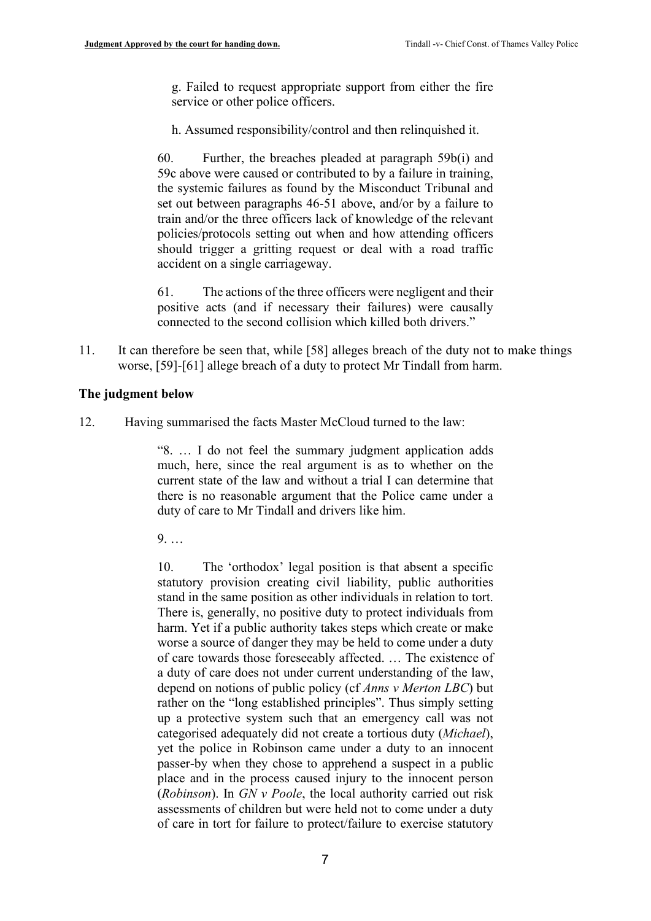g. Failed to request appropriate support from either the fire service or other police officers.

h. Assumed responsibility/control and then relinquished it.

60. Further, the breaches pleaded at paragraph 59b(i) and 59c above were caused or contributed to by a failure in training, the systemic failures as found by the Misconduct Tribunal and set out between paragraphs 46-51 above, and/or by a failure to train and/or the three officers lack of knowledge of the relevant policies/protocols setting out when and how attending officers should trigger a gritting request or deal with a road traffic accident on a single carriageway.

61. The actions of the three officers were negligent and their positive acts (and if necessary their failures) were causally connected to the second collision which killed both drivers."

11. It can therefore be seen that, while [58] alleges breach of the duty not to make things worse, [59]-[61] allege breach of a duty to protect Mr Tindall from harm.

**The judgment below**

12. Having summarised the facts Master McCloud turned to the law:

> "8. … I do not feel the summary judgment application adds much, here, since the real argument is as to whether on the current state of the law and without a trial I can determine that there is no reasonable argument that the Police came under a duty of care to Mr Tindall and drivers like him.
>
> 9. …
>
> 10. The 'orthodox' legal position is that absent a specific statutory provision creating civil liability, public authorities stand in the same position as other individuals in relation to tort. There is, generally, no positive duty to protect individuals from harm. Yet if a public authority takes steps which create or make worse a source of danger they may be held to come under a duty of care towards those foreseeably affected. … The existence of a duty of care does not under current understanding of the law, depend on notions of public policy (cf *Anns v Merton LBC*) but rather on the "long established principles". Thus simply setting up a protective system such that an emergency call was not categorised adequately did not create a tortious duty (*Michael*), yet the police in Robinson came under a duty to an innocent passer-by when they chose to apprehend a suspect in a public place and in the process caused injury to the innocent person (*Robinson*). In *GN v Poole*, the local authority carried out risk assessments of children but were held not to come under a duty of care in tort for failure to protect/failure to exercise statutory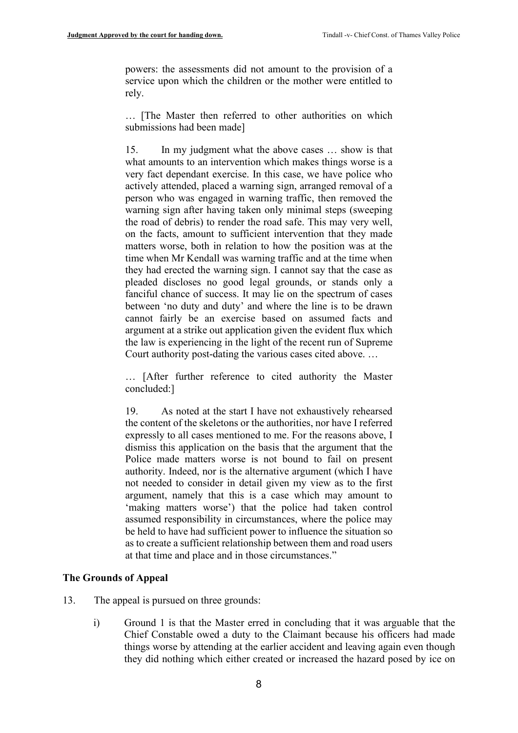> powers: the assessments did not amount to the provision of a service upon which the children or the mother were entitled to rely.
>
> … [The Master then referred to other authorities on which submissions had been made]
>
> 15. In my judgment what the above cases … show is that what amounts to an intervention which makes things worse is a very fact dependant exercise. In this case, we have police who actively attended, placed a warning sign, arranged removal of a person who was engaged in warning traffic, then removed the warning sign after having taken only minimal steps (sweeping the road of debris) to render the road safe. This may very well, on the facts, amount to sufficient intervention that they made matters worse, both in relation to how the position was at the time when Mr Kendall was warning traffic and at the time when they had erected the warning sign. I cannot say that the case as pleaded discloses no good legal grounds, or stands only a fanciful chance of success. It may lie on the spectrum of cases between 'no duty and duty' and where the line is to be drawn cannot fairly be an exercise based on assumed facts and argument at a strike out application given the evident flux which the law is experiencing in the light of the recent run of Supreme Court authority post-dating the various cases cited above. …
>
> … [After further reference to cited authority the Master concluded:]
>
> 19. As noted at the start I have not exhaustively rehearsed the content of the skeletons or the authorities, nor have I referred expressly to all cases mentioned to me. For the reasons above, I dismiss this application on the basis that the argument that the Police made matters worse is not bound to fail on present authority. Indeed, nor is the alternative argument (which I have not needed to consider in detail given my view as to the first argument, namely that this is a case which may amount to 'making matters worse') that the police had taken control assumed responsibility in circumstances, where the police may be held to have had sufficient power to influence the situation so as to create a sufficient relationship between them and road users at that time and place and in those circumstances."

## The Grounds of Appeal

13. The appeal is pursued on three grounds:

    i) Ground 1 is that the Master erred in concluding that it was arguable that the Chief Constable owed a duty to the Claimant because his officers had made things worse by attending at the earlier accident and leaving again even though they did nothing which either created or increased the hazard posed by ice on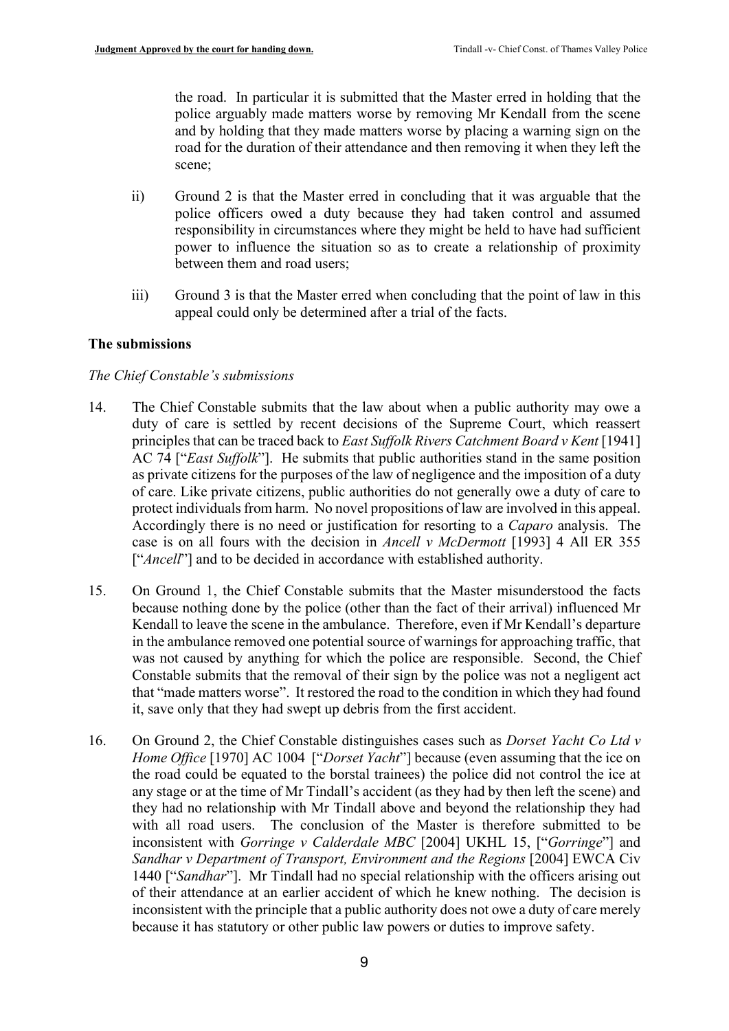the road. In particular it is submitted that the Master erred in holding that the police arguably made matters worse by removing Mr Kendall from the scene and by holding that they made matters worse by placing a warning sign on the road for the duration of their attendance and then removing it when they left the scene;

ii) Ground 2 is that the Master erred in concluding that it was arguable that the police officers owed a duty because they had taken control and assumed responsibility in circumstances where they might be held to have had sufficient power to influence the situation so as to create a relationship of proximity between them and road users;

iii) Ground 3 is that the Master erred when concluding that the point of law in this appeal could only be determined after a trial of the facts.

**The submissions**

*The Chief Constable's submissions*

14. The Chief Constable submits that the law about when a public authority may owe a duty of care is settled by recent decisions of the Supreme Court, which reassert principles that can be traced back to *East Suffolk Rivers Catchment Board v Kent* [1941] AC 74 ["*East Suffolk*"]. He submits that public authorities stand in the same position as private citizens for the purposes of the law of negligence and the imposition of a duty of care. Like private citizens, public authorities do not generally owe a duty of care to protect individuals from harm. No novel propositions of law are involved in this appeal. Accordingly there is no need or justification for resorting to a *Caparo* analysis. The case is on all fours with the decision in *Ancell v McDermott* [1993] 4 All ER 355 ["*Ancell*"] and to be decided in accordance with established authority.

15. On Ground 1, the Chief Constable submits that the Master misunderstood the facts because nothing done by the police (other than the fact of their arrival) influenced Mr Kendall to leave the scene in the ambulance. Therefore, even if Mr Kendall's departure in the ambulance removed one potential source of warnings for approaching traffic, that was not caused by anything for which the police are responsible. Second, the Chief Constable submits that the removal of their sign by the police was not a negligent act that "made matters worse". It restored the road to the condition in which they had found it, save only that they had swept up debris from the first accident.

16. On Ground 2, the Chief Constable distinguishes cases such as *Dorset Yacht Co Ltd v Home Office* [1970] AC 1004 ["*Dorset Yacht*"] because (even assuming that the ice on the road could be equated to the borstal trainees) the police did not control the ice at any stage or at the time of Mr Tindall's accident (as they had by then left the scene) and they had no relationship with Mr Tindall above and beyond the relationship they had with all road users. The conclusion of the Master is therefore submitted to be inconsistent with *Gorringe v Calderdale MBC* [2004] UKHL 15, ["*Gorringe*"] and *Sandhar v Department of Transport, Environment and the Regions* [2004] EWCA Civ 1440 ["*Sandhar*"]. Mr Tindall had no special relationship with the officers arising out of their attendance at an earlier accident of which he knew nothing. The decision is inconsistent with the principle that a public authority does not owe a duty of care merely because it has statutory or other public law powers or duties to improve safety.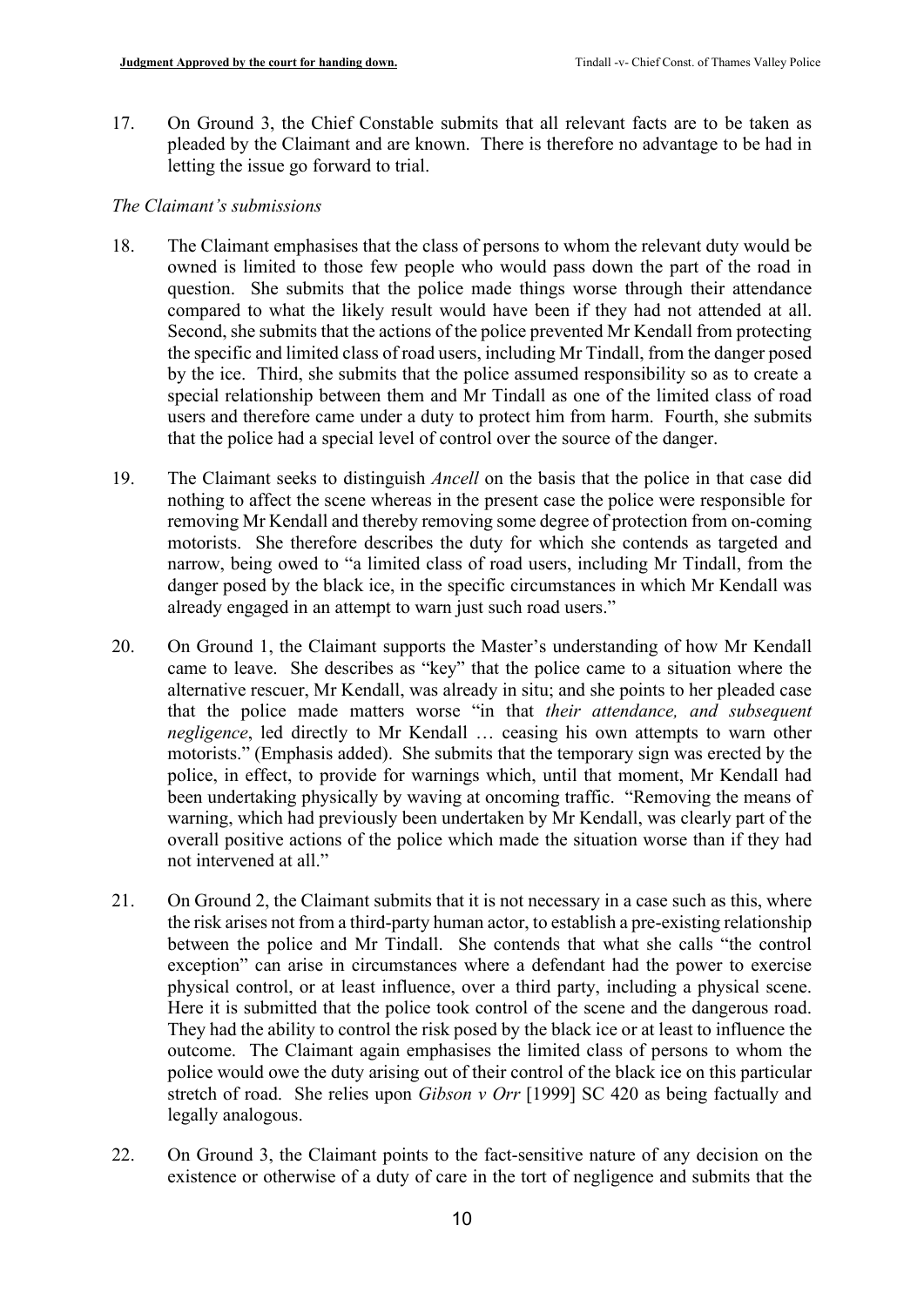17. On Ground 3, the Chief Constable submits that all relevant facts are to be taken as pleaded by the Claimant and are known. There is therefore no advantage to be had in letting the issue go forward to trial.

*The Claimant's submissions*

18. The Claimant emphasises that the class of persons to whom the relevant duty would be owned is limited to those few people who would pass down the part of the road in question. She submits that the police made things worse through their attendance compared to what the likely result would have been if they had not attended at all. Second, she submits that the actions of the police prevented Mr Kendall from protecting the specific and limited class of road users, including Mr Tindall, from the danger posed by the ice. Third, she submits that the police assumed responsibility so as to create a special relationship between them and Mr Tindall as one of the limited class of road users and therefore came under a duty to protect him from harm. Fourth, she submits that the police had a special level of control over the source of the danger.

19. The Claimant seeks to distinguish *Ancell* on the basis that the police in that case did nothing to affect the scene whereas in the present case the police were responsible for removing Mr Kendall and thereby removing some degree of protection from on-coming motorists. She therefore describes the duty for which she contends as targeted and narrow, being owed to "a limited class of road users, including Mr Tindall, from the danger posed by the black ice, in the specific circumstances in which Mr Kendall was already engaged in an attempt to warn just such road users."

20. On Ground 1, the Claimant supports the Master's understanding of how Mr Kendall came to leave. She describes as "key" that the police came to a situation where the alternative rescuer, Mr Kendall, was already in situ; and she points to her pleaded case that the police made matters worse "in that *their attendance, and subsequent negligence*, led directly to Mr Kendall … ceasing his own attempts to warn other motorists." (Emphasis added). She submits that the temporary sign was erected by the police, in effect, to provide for warnings which, until that moment, Mr Kendall had been undertaking physically by waving at oncoming traffic. "Removing the means of warning, which had previously been undertaken by Mr Kendall, was clearly part of the overall positive actions of the police which made the situation worse than if they had not intervened at all."

21. On Ground 2, the Claimant submits that it is not necessary in a case such as this, where the risk arises not from a third-party human actor, to establish a pre-existing relationship between the police and Mr Tindall. She contends that what she calls "the control exception" can arise in circumstances where a defendant had the power to exercise physical control, or at least influence, over a third party, including a physical scene. Here it is submitted that the police took control of the scene and the dangerous road. They had the ability to control the risk posed by the black ice or at least to influence the outcome. The Claimant again emphasises the limited class of persons to whom the police would owe the duty arising out of their control of the black ice on this particular stretch of road. She relies upon *Gibson v Orr* [1999] SC 420 as being factually and legally analogous.

22. On Ground 3, the Claimant points to the fact-sensitive nature of any decision on the existence or otherwise of a duty of care in the tort of negligence and submits that the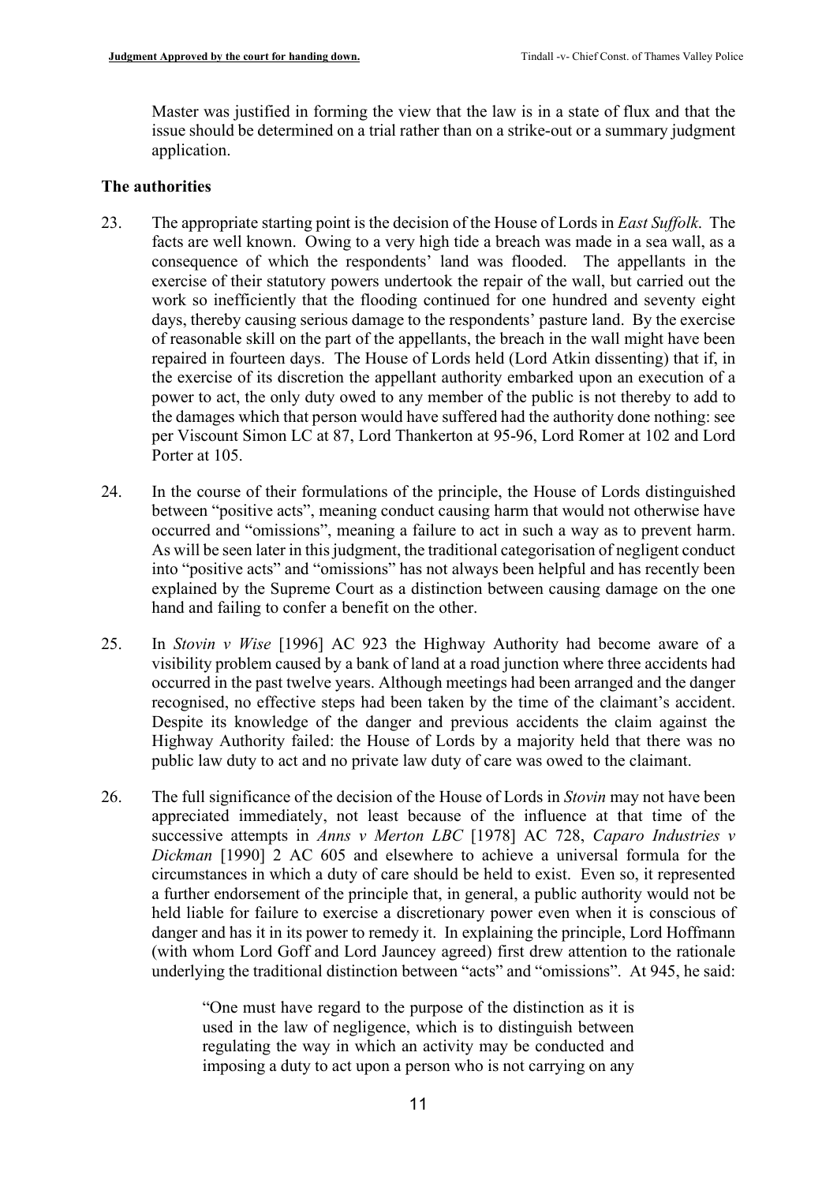Master was justified in forming the view that the law is in a state of flux and that the issue should be determined on a trial rather than on a strike-out or a summary judgment application.

**The authorities**

23. The appropriate starting point is the decision of the House of Lords in *East Suffolk*. The facts are well known. Owing to a very high tide a breach was made in a sea wall, as a consequence of which the respondents' land was flooded. The appellants in the exercise of their statutory powers undertook the repair of the wall, but carried out the work so inefficiently that the flooding continued for one hundred and seventy eight days, thereby causing serious damage to the respondents' pasture land. By the exercise of reasonable skill on the part of the appellants, the breach in the wall might have been repaired in fourteen days. The House of Lords held (Lord Atkin dissenting) that if, in the exercise of its discretion the appellant authority embarked upon an execution of a power to act, the only duty owed to any member of the public is not thereby to add to the damages which that person would have suffered had the authority done nothing: see per Viscount Simon LC at 87, Lord Thankerton at 95-96, Lord Romer at 102 and Lord Porter at 105.

24. In the course of their formulations of the principle, the House of Lords distinguished between "positive acts", meaning conduct causing harm that would not otherwise have occurred and "omissions", meaning a failure to act in such a way as to prevent harm. As will be seen later in this judgment, the traditional categorisation of negligent conduct into "positive acts" and "omissions" has not always been helpful and has recently been explained by the Supreme Court as a distinction between causing damage on the one hand and failing to confer a benefit on the other.

25. In *Stovin v Wise* [1996] AC 923 the Highway Authority had become aware of a visibility problem caused by a bank of land at a road junction where three accidents had occurred in the past twelve years. Although meetings had been arranged and the danger recognised, no effective steps had been taken by the time of the claimant's accident. Despite its knowledge of the danger and previous accidents the claim against the Highway Authority failed: the House of Lords by a majority held that there was no public law duty to act and no private law duty of care was owed to the claimant.

26. The full significance of the decision of the House of Lords in *Stovin* may not have been appreciated immediately, not least because of the influence at that time of the successive attempts in *Anns v Merton LBC* [1978] AC 728, *Caparo Industries v Dickman* [1990] 2 AC 605 and elsewhere to achieve a universal formula for the circumstances in which a duty of care should be held to exist. Even so, it represented a further endorsement of the principle that, in general, a public authority would not be held liable for failure to exercise a discretionary power even when it is conscious of danger and has it in its power to remedy it. In explaining the principle, Lord Hoffmann (with whom Lord Goff and Lord Jauncey agreed) first drew attention to the rationale underlying the traditional distinction between "acts" and "omissions". At 945, he said:

> "One must have regard to the purpose of the distinction as it is used in the law of negligence, which is to distinguish between regulating the way in which an activity may be conducted and imposing a duty to act upon a person who is not carrying on any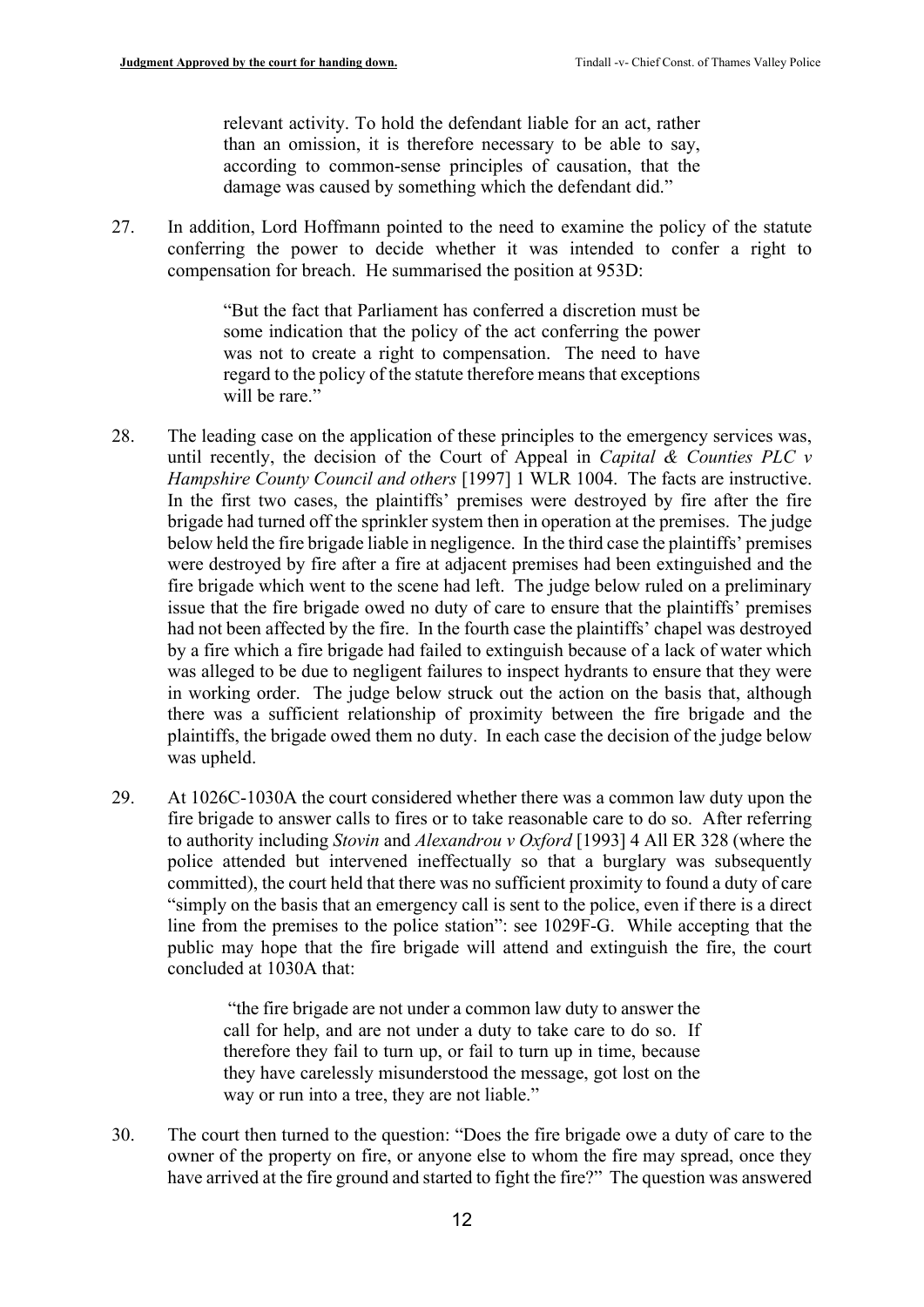> relevant activity. To hold the defendant liable for an act, rather than an omission, it is therefore necessary to be able to say, according to common-sense principles of causation, that the damage was caused by something which the defendant did."

27. In addition, Lord Hoffmann pointed to the need to examine the policy of the statute conferring the power to decide whether it was intended to confer a right to compensation for breach. He summarised the position at 953D:

> "But the fact that Parliament has conferred a discretion must be some indication that the policy of the act conferring the power was not to create a right to compensation. The need to have regard to the policy of the statute therefore means that exceptions will be rare."

28. The leading case on the application of these principles to the emergency services was, until recently, the decision of the Court of Appeal in *Capital & Counties PLC v Hampshire County Council and others* [1997] 1 WLR 1004. The facts are instructive. In the first two cases, the plaintiffs' premises were destroyed by fire after the fire brigade had turned off the sprinkler system then in operation at the premises. The judge below held the fire brigade liable in negligence. In the third case the plaintiffs' premises were destroyed by fire after a fire at adjacent premises had been extinguished and the fire brigade which went to the scene had left. The judge below ruled on a preliminary issue that the fire brigade owed no duty of care to ensure that the plaintiffs' premises had not been affected by the fire. In the fourth case the plaintiffs' chapel was destroyed by a fire which a fire brigade had failed to extinguish because of a lack of water which was alleged to be due to negligent failures to inspect hydrants to ensure that they were in working order. The judge below struck out the action on the basis that, although there was a sufficient relationship of proximity between the fire brigade and the plaintiffs, the brigade owed them no duty. In each case the decision of the judge below was upheld.

29. At 1026C-1030A the court considered whether there was a common law duty upon the fire brigade to answer calls to fires or to take reasonable care to do so. After referring to authority including *Stovin* and *Alexandrou v Oxford* [1993] 4 All ER 328 (where the police attended but intervened ineffectually so that a burglary was subsequently committed), the court held that there was no sufficient proximity to found a duty of care "simply on the basis that an emergency call is sent to the police, even if there is a direct line from the premises to the police station": see 1029F-G. While accepting that the public may hope that the fire brigade will attend and extinguish the fire, the court concluded at 1030A that:

> "the fire brigade are not under a common law duty to answer the call for help, and are not under a duty to take care to do so. If therefore they fail to turn up, or fail to turn up in time, because they have carelessly misunderstood the message, got lost on the way or run into a tree, they are not liable."

30. The court then turned to the question: "Does the fire brigade owe a duty of care to the owner of the property on fire, or anyone else to whom the fire may spread, once they have arrived at the fire ground and started to fight the fire?" The question was answered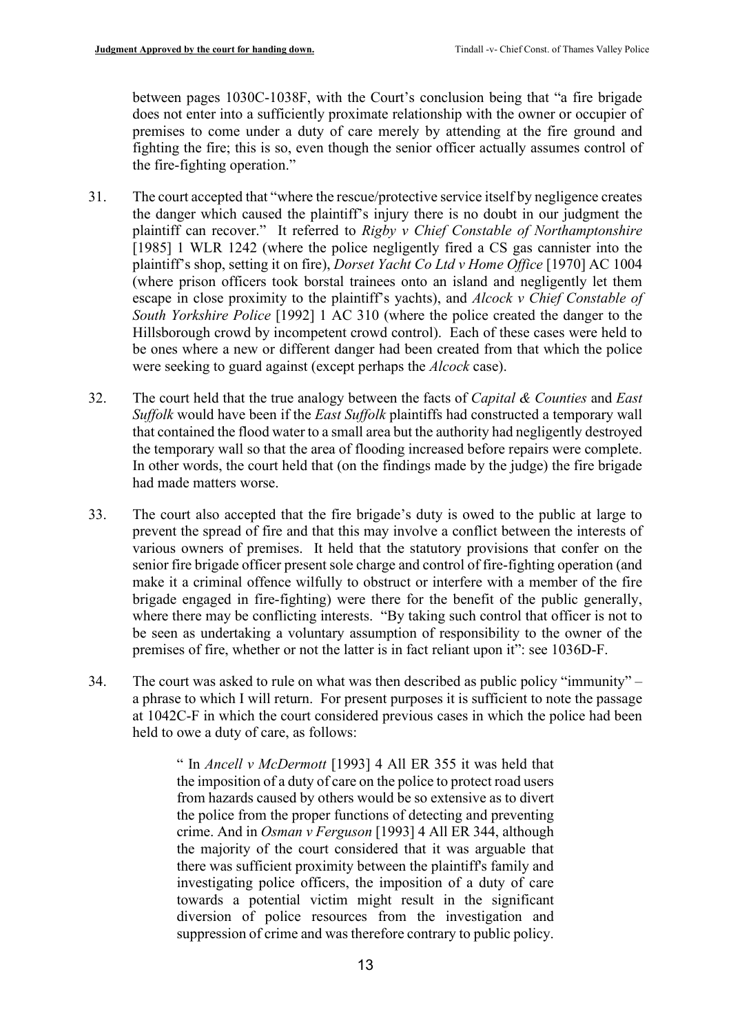between pages 1030C-1038F, with the Court's conclusion being that "a fire brigade does not enter into a sufficiently proximate relationship with the owner or occupier of premises to come under a duty of care merely by attending at the fire ground and fighting the fire; this is so, even though the senior officer actually assumes control of the fire-fighting operation."

31. The court accepted that "where the rescue/protective service itself by negligence creates the danger which caused the plaintiff's injury there is no doubt in our judgment the plaintiff can recover." It referred to *Rigby v Chief Constable of Northamptonshire* [1985] 1 WLR 1242 (where the police negligently fired a CS gas cannister into the plaintiff's shop, setting it on fire), *Dorset Yacht Co Ltd v Home Office* [1970] AC 1004 (where prison officers took borstal trainees onto an island and negligently let them escape in close proximity to the plaintiff's yachts), and *Alcock v Chief Constable of South Yorkshire Police* [1992] 1 AC 310 (where the police created the danger to the Hillsborough crowd by incompetent crowd control). Each of these cases were held to be ones where a new or different danger had been created from that which the police were seeking to guard against (except perhaps the *Alcock* case).

32. The court held that the true analogy between the facts of *Capital & Counties* and *East Suffolk* would have been if the *East Suffolk* plaintiffs had constructed a temporary wall that contained the flood water to a small area but the authority had negligently destroyed the temporary wall so that the area of flooding increased before repairs were complete. In other words, the court held that (on the findings made by the judge) the fire brigade had made matters worse.

33. The court also accepted that the fire brigade's duty is owed to the public at large to prevent the spread of fire and that this may involve a conflict between the interests of various owners of premises. It held that the statutory provisions that confer on the senior fire brigade officer present sole charge and control of fire-fighting operation (and make it a criminal offence wilfully to obstruct or interfere with a member of the fire brigade engaged in fire-fighting) were there for the benefit of the public generally, where there may be conflicting interests. "By taking such control that officer is not to be seen as undertaking a voluntary assumption of responsibility to the owner of the premises of fire, whether or not the latter is in fact reliant upon it": see 1036D-F.

34. The court was asked to rule on what was then described as public policy "immunity" – a phrase to which I will return. For present purposes it is sufficient to note the passage at 1042C-F in which the court considered previous cases in which the police had been held to owe a duty of care, as follows:

> " In *Ancell v McDermott* [1993] 4 All ER 355 it was held that the imposition of a duty of care on the police to protect road users from hazards caused by others would be so extensive as to divert the police from the proper functions of detecting and preventing crime. And in *Osman v Ferguson* [1993] 4 All ER 344, although the majority of the court considered that it was arguable that there was sufficient proximity between the plaintiff's family and investigating police officers, the imposition of a duty of care towards a potential victim might result in the significant diversion of police resources from the investigation and suppression of crime and was therefore contrary to public policy.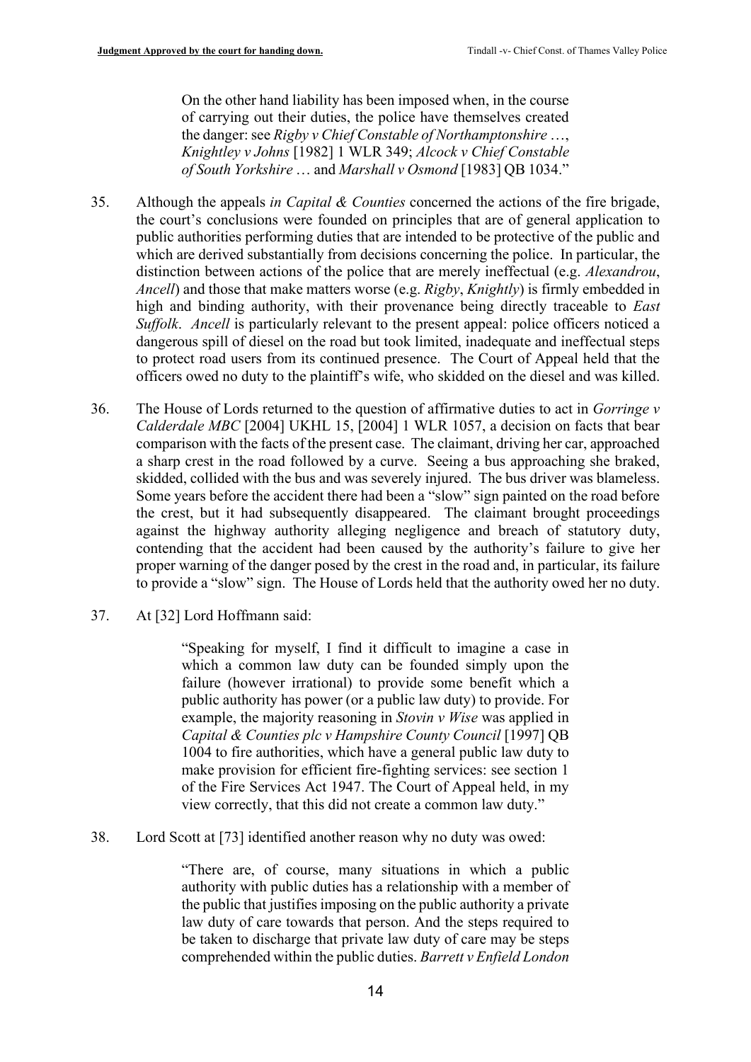> On the other hand liability has been imposed when, in the course of carrying out their duties, the police have themselves created the danger: see *Rigby v Chief Constable of Northamptonshire* …, *Knightley v Johns* [1982] 1 WLR 349; *Alcock v Chief Constable of South Yorkshire* … and *Marshall v Osmond* [1983] QB 1034."

35. Although the appeals *in Capital & Counties* concerned the actions of the fire brigade, the court's conclusions were founded on principles that are of general application to public authorities performing duties that are intended to be protective of the public and which are derived substantially from decisions concerning the police. In particular, the distinction between actions of the police that are merely ineffectual (e.g. *Alexandrou*, *Ancell*) and those that make matters worse (e.g. *Rigby*, *Knightly*) is firmly embedded in high and binding authority, with their provenance being directly traceable to *East Suffolk*. *Ancell* is particularly relevant to the present appeal: police officers noticed a dangerous spill of diesel on the road but took limited, inadequate and ineffectual steps to protect road users from its continued presence. The Court of Appeal held that the officers owed no duty to the plaintiff's wife, who skidded on the diesel and was killed.

36. The House of Lords returned to the question of affirmative duties to act in *Gorringe v Calderdale MBC* [2004] UKHL 15, [2004] 1 WLR 1057, a decision on facts that bear comparison with the facts of the present case. The claimant, driving her car, approached a sharp crest in the road followed by a curve. Seeing a bus approaching she braked, skidded, collided with the bus and was severely injured. The bus driver was blameless. Some years before the accident there had been a "slow" sign painted on the road before the crest, but it had subsequently disappeared. The claimant brought proceedings against the highway authority alleging negligence and breach of statutory duty, contending that the accident had been caused by the authority's failure to give her proper warning of the danger posed by the crest in the road and, in particular, its failure to provide a "slow" sign. The House of Lords held that the authority owed her no duty.

37. At [32] Lord Hoffmann said:

> "Speaking for myself, I find it difficult to imagine a case in which a common law duty can be founded simply upon the failure (however irrational) to provide some benefit which a public authority has power (or a public law duty) to provide. For example, the majority reasoning in *Stovin v Wise* was applied in *Capital & Counties plc v Hampshire County Council* [1997] QB 1004 to fire authorities, which have a general public law duty to make provision for efficient fire-fighting services: see section 1 of the Fire Services Act 1947. The Court of Appeal held, in my view correctly, that this did not create a common law duty."

38. Lord Scott at [73] identified another reason why no duty was owed:

> "There are, of course, many situations in which a public authority with public duties has a relationship with a member of the public that justifies imposing on the public authority a private law duty of care towards that person. And the steps required to be taken to discharge that private law duty of care may be steps comprehended within the public duties. *Barrett v Enfield London*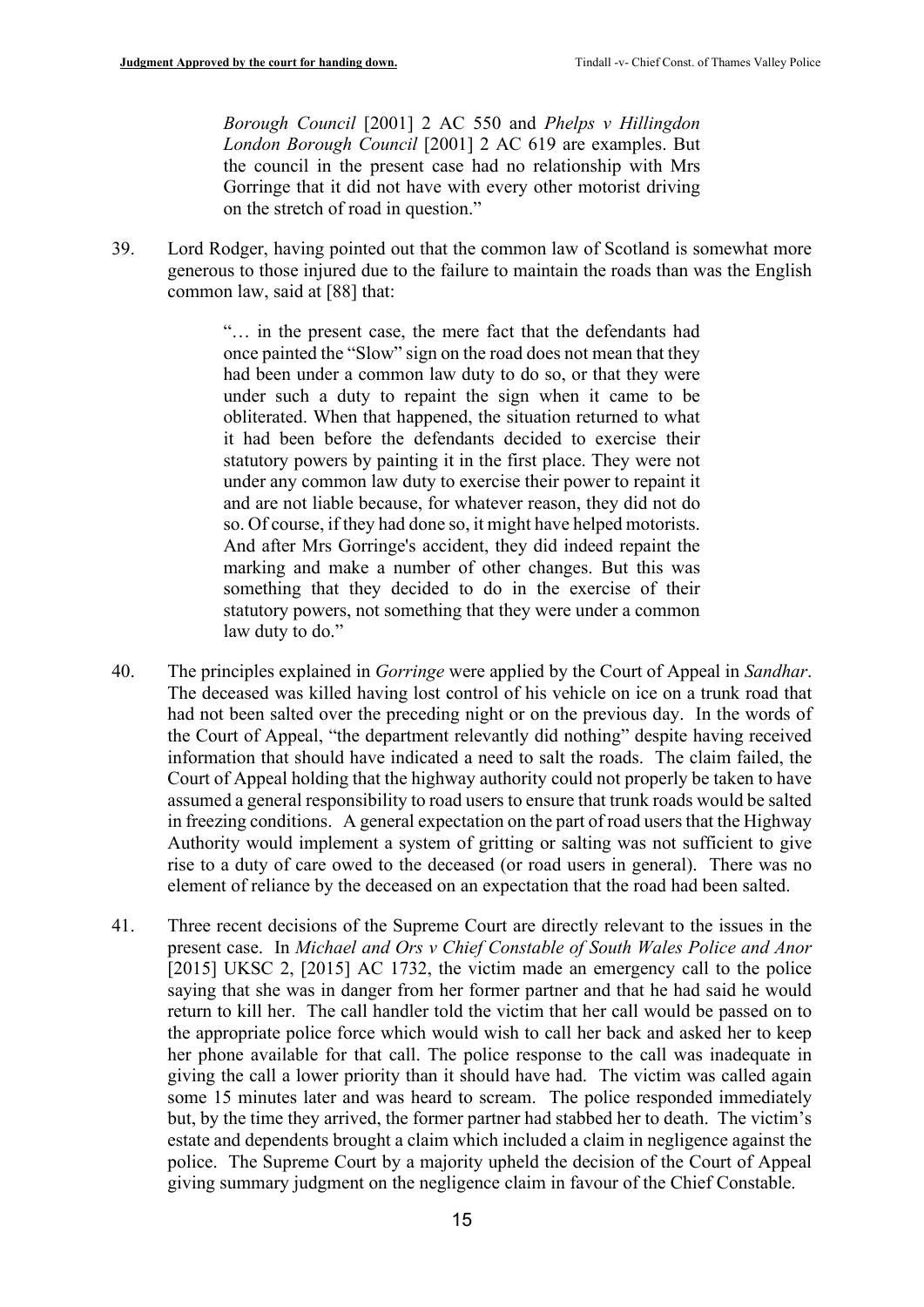> *Borough Council* [2001] 2 AC 550 and *Phelps v Hillingdon London Borough Council* [2001] 2 AC 619 are examples. But the council in the present case had no relationship with Mrs Gorringe that it did not have with every other motorist driving on the stretch of road in question."

39. Lord Rodger, having pointed out that the common law of Scotland is somewhat more generous to those injured due to the failure to maintain the roads than was the English common law, said at [88] that:

> "… in the present case, the mere fact that the defendants had once painted the "Slow" sign on the road does not mean that they had been under a common law duty to do so, or that they were under such a duty to repaint the sign when it came to be obliterated. When that happened, the situation returned to what it had been before the defendants decided to exercise their statutory powers by painting it in the first place. They were not under any common law duty to exercise their power to repaint it and are not liable because, for whatever reason, they did not do so. Of course, if they had done so, it might have helped motorists. And after Mrs Gorringe's accident, they did indeed repaint the marking and make a number of other changes. But this was something that they decided to do in the exercise of their statutory powers, not something that they were under a common law duty to do."

40. The principles explained in *Gorringe* were applied by the Court of Appeal in *Sandhar*. The deceased was killed having lost control of his vehicle on ice on a trunk road that had not been salted over the preceding night or on the previous day. In the words of the Court of Appeal, "the department relevantly did nothing" despite having received information that should have indicated a need to salt the roads. The claim failed, the Court of Appeal holding that the highway authority could not properly be taken to have assumed a general responsibility to road users to ensure that trunk roads would be salted in freezing conditions. A general expectation on the part of road users that the Highway Authority would implement a system of gritting or salting was not sufficient to give rise to a duty of care owed to the deceased (or road users in general). There was no element of reliance by the deceased on an expectation that the road had been salted.

41. Three recent decisions of the Supreme Court are directly relevant to the issues in the present case. In *Michael and Ors v Chief Constable of South Wales Police and Anor* [2015] UKSC 2, [2015] AC 1732, the victim made an emergency call to the police saying that she was in danger from her former partner and that he had said he would return to kill her. The call handler told the victim that her call would be passed on to the appropriate police force which would wish to call her back and asked her to keep her phone available for that call. The police response to the call was inadequate in giving the call a lower priority than it should have had. The victim was called again some 15 minutes later and was heard to scream. The police responded immediately but, by the time they arrived, the former partner had stabbed her to death. The victim's estate and dependents brought a claim which included a claim in negligence against the police. The Supreme Court by a majority upheld the decision of the Court of Appeal giving summary judgment on the negligence claim in favour of the Chief Constable.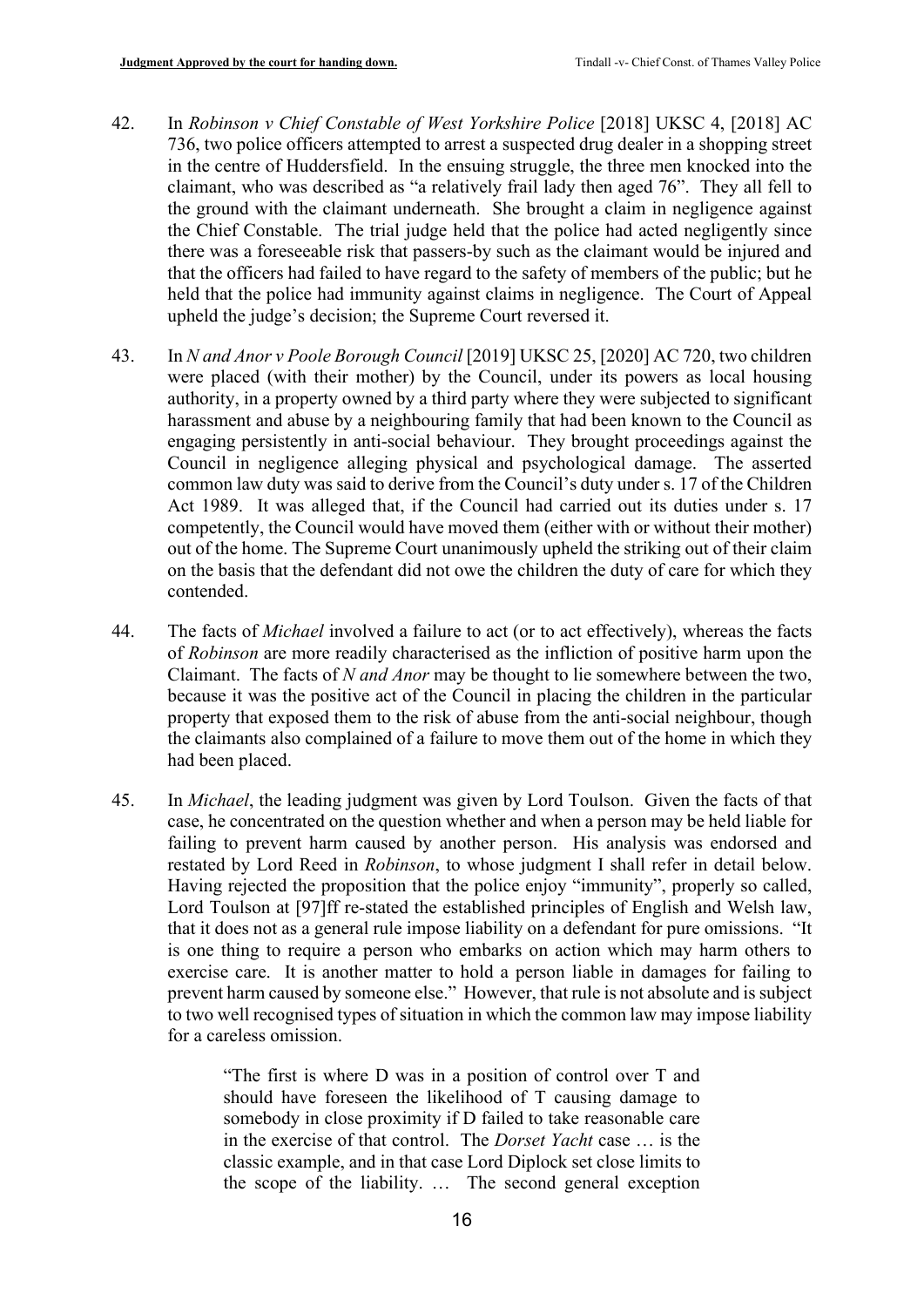42. In *Robinson v Chief Constable of West Yorkshire Police* [2018] UKSC 4, [2018] AC 736, two police officers attempted to arrest a suspected drug dealer in a shopping street in the centre of Huddersfield. In the ensuing struggle, the three men knocked into the claimant, who was described as "a relatively frail lady then aged 76". They all fell to the ground with the claimant underneath. She brought a claim in negligence against the Chief Constable. The trial judge held that the police had acted negligently since there was a foreseeable risk that passers-by such as the claimant would be injured and that the officers had failed to have regard to the safety of members of the public; but he held that the police had immunity against claims in negligence. The Court of Appeal upheld the judge's decision; the Supreme Court reversed it.

43. In *N and Anor v Poole Borough Council* [2019] UKSC 25, [2020] AC 720, two children were placed (with their mother) by the Council, under its powers as local housing authority, in a property owned by a third party where they were subjected to significant harassment and abuse by a neighbouring family that had been known to the Council as engaging persistently in anti-social behaviour. They brought proceedings against the Council in negligence alleging physical and psychological damage. The asserted common law duty was said to derive from the Council's duty under s. 17 of the Children Act 1989. It was alleged that, if the Council had carried out its duties under s. 17 competently, the Council would have moved them (either with or without their mother) out of the home. The Supreme Court unanimously upheld the striking out of their claim on the basis that the defendant did not owe the children the duty of care for which they contended.

44. The facts of *Michael* involved a failure to act (or to act effectively), whereas the facts of *Robinson* are more readily characterised as the infliction of positive harm upon the Claimant. The facts of *N and Anor* may be thought to lie somewhere between the two, because it was the positive act of the Council in placing the children in the particular property that exposed them to the risk of abuse from the anti-social neighbour, though the claimants also complained of a failure to move them out of the home in which they had been placed.

45. In *Michael*, the leading judgment was given by Lord Toulson. Given the facts of that case, he concentrated on the question whether and when a person may be held liable for failing to prevent harm caused by another person. His analysis was endorsed and restated by Lord Reed in *Robinson*, to whose judgment I shall refer in detail below. Having rejected the proposition that the police enjoy "immunity", properly so called, Lord Toulson at [97]ff re-stated the established principles of English and Welsh law, that it does not as a general rule impose liability on a defendant for pure omissions. "It is one thing to require a person who embarks on action which may harm others to exercise care. It is another matter to hold a person liable in damages for failing to prevent harm caused by someone else." However, that rule is not absolute and is subject to two well recognised types of situation in which the common law may impose liability for a careless omission.

> "The first is where D was in a position of control over T and should have foreseen the likelihood of T causing damage to somebody in close proximity if D failed to take reasonable care in the exercise of that control. The *Dorset Yacht* case … is the classic example, and in that case Lord Diplock set close limits to the scope of the liability. … The second general exception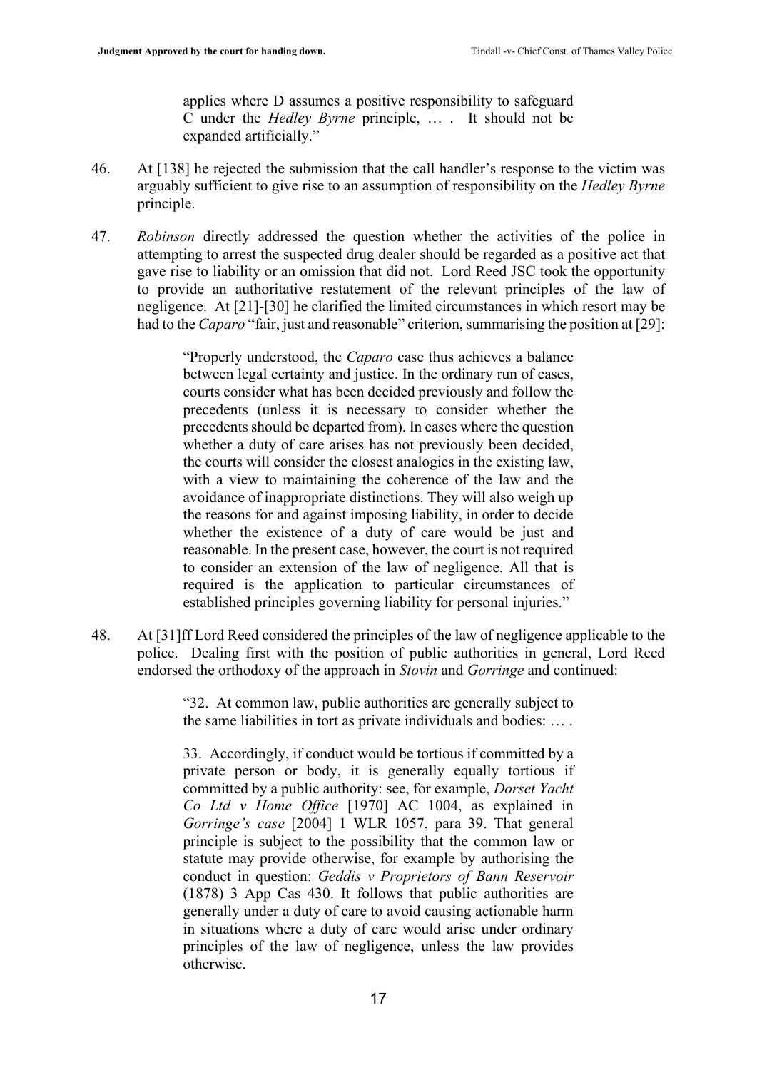> applies where D assumes a positive responsibility to safeguard C under the *Hedley Byrne* principle, … . It should not be expanded artificially."

46. At [138] he rejected the submission that the call handler's response to the victim was arguably sufficient to give rise to an assumption of responsibility on the *Hedley Byrne* principle.

47. *Robinson* directly addressed the question whether the activities of the police in attempting to arrest the suspected drug dealer should be regarded as a positive act that gave rise to liability or an omission that did not. Lord Reed JSC took the opportunity to provide an authoritative restatement of the relevant principles of the law of negligence. At [21]-[30] he clarified the limited circumstances in which resort may be had to the *Caparo* "fair, just and reasonable" criterion, summarising the position at [29]:

> "Properly understood, the *Caparo* case thus achieves a balance between legal certainty and justice. In the ordinary run of cases, courts consider what has been decided previously and follow the precedents (unless it is necessary to consider whether the precedents should be departed from). In cases where the question whether a duty of care arises has not previously been decided, the courts will consider the closest analogies in the existing law, with a view to maintaining the coherence of the law and the avoidance of inappropriate distinctions. They will also weigh up the reasons for and against imposing liability, in order to decide whether the existence of a duty of care would be just and reasonable. In the present case, however, the court is not required to consider an extension of the law of negligence. All that is required is the application to particular circumstances of established principles governing liability for personal injuries."

48. At [31]ff Lord Reed considered the principles of the law of negligence applicable to the police. Dealing first with the position of public authorities in general, Lord Reed endorsed the orthodoxy of the approach in *Stovin* and *Gorringe* and continued:

> "32. At common law, public authorities are generally subject to the same liabilities in tort as private individuals and bodies: … .
>
> 33. Accordingly, if conduct would be tortious if committed by a private person or body, it is generally equally tortious if committed by a public authority: see, for example, *Dorset Yacht Co Ltd v Home Office* [1970] AC 1004, as explained in *Gorringe's case* [2004] 1 WLR 1057, para 39. That general principle is subject to the possibility that the common law or statute may provide otherwise, for example by authorising the conduct in question: *Geddis v Proprietors of Bann Reservoir* (1878) 3 App Cas 430. It follows that public authorities are generally under a duty of care to avoid causing actionable harm in situations where a duty of care would arise under ordinary principles of the law of negligence, unless the law provides otherwise.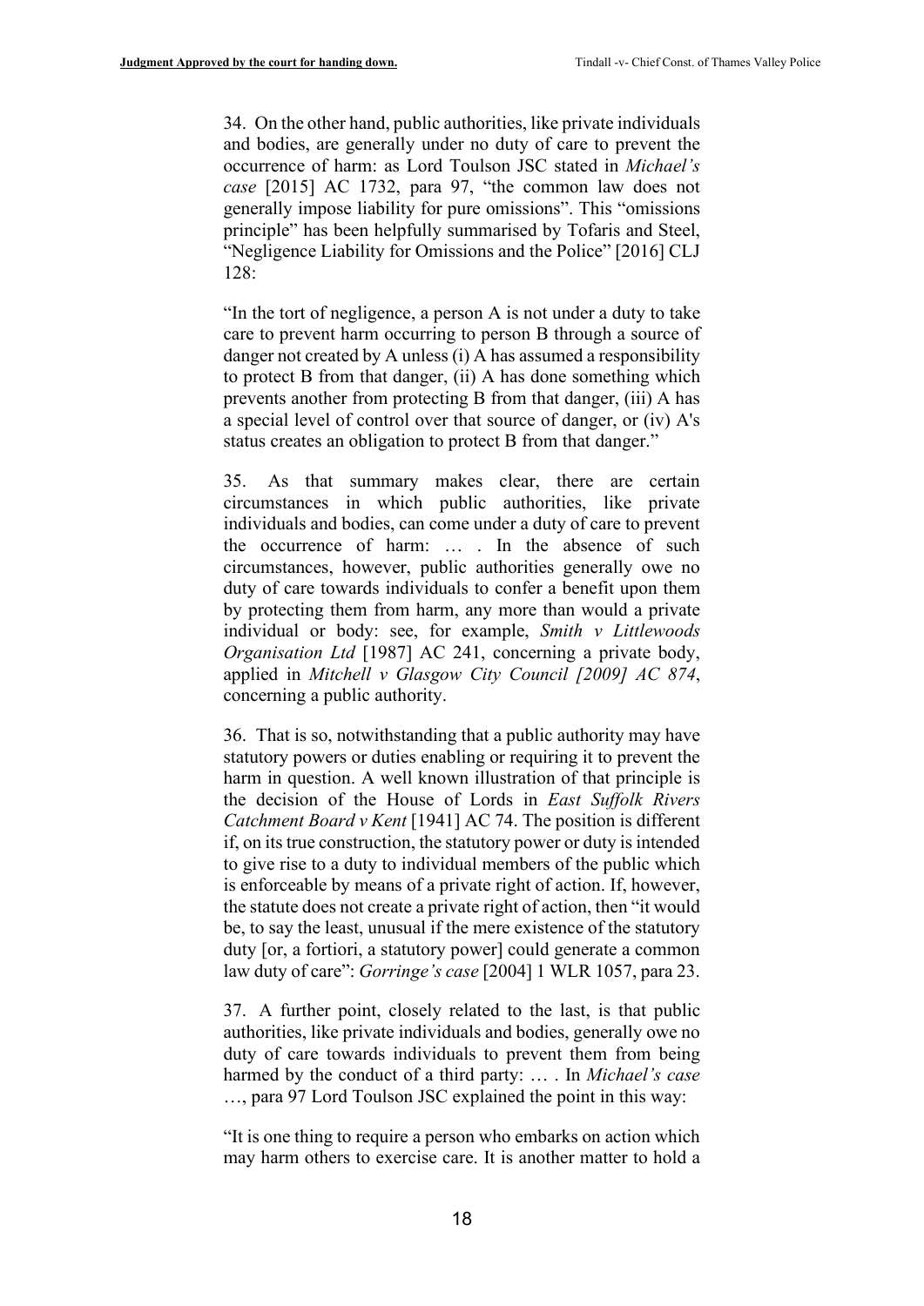34. On the other hand, public authorities, like private individuals and bodies, are generally under no duty of care to prevent the occurrence of harm: as Lord Toulson JSC stated in *Michael's case* [2015] AC 1732, para 97, "the common law does not generally impose liability for pure omissions". This "omissions principle" has been helpfully summarised by Tofaris and Steel, "Negligence Liability for Omissions and the Police" [2016] CLJ 128:

"In the tort of negligence, a person A is not under a duty to take care to prevent harm occurring to person B through a source of danger not created by A unless (i) A has assumed a responsibility to protect B from that danger, (ii) A has done something which prevents another from protecting B from that danger, (iii) A has a special level of control over that source of danger, or (iv) A's status creates an obligation to protect B from that danger."

35. As that summary makes clear, there are certain circumstances in which public authorities, like private individuals and bodies, can come under a duty of care to prevent the occurrence of harm: … . In the absence of such circumstances, however, public authorities generally owe no duty of care towards individuals to confer a benefit upon them by protecting them from harm, any more than would a private individual or body: see, for example, *Smith v Littlewoods Organisation Ltd* [1987] AC 241, concerning a private body, applied in *Mitchell v Glasgow City Council [2009] AC 874*, concerning a public authority.

36. That is so, notwithstanding that a public authority may have statutory powers or duties enabling or requiring it to prevent the harm in question. A well known illustration of that principle is the decision of the House of Lords in *East Suffolk Rivers Catchment Board v Kent* [1941] AC 74. The position is different if, on its true construction, the statutory power or duty is intended to give rise to a duty to individual members of the public which is enforceable by means of a private right of action. If, however, the statute does not create a private right of action, then "it would be, to say the least, unusual if the mere existence of the statutory duty [or, a fortiori, a statutory power] could generate a common law duty of care": *Gorringe's case* [2004] 1 WLR 1057, para 23.

37. A further point, closely related to the last, is that public authorities, like private individuals and bodies, generally owe no duty of care towards individuals to prevent them from being harmed by the conduct of a third party: … . In *Michael's case* …, para 97 Lord Toulson JSC explained the point in this way:

"It is one thing to require a person who embarks on action which may harm others to exercise care. It is another matter to hold a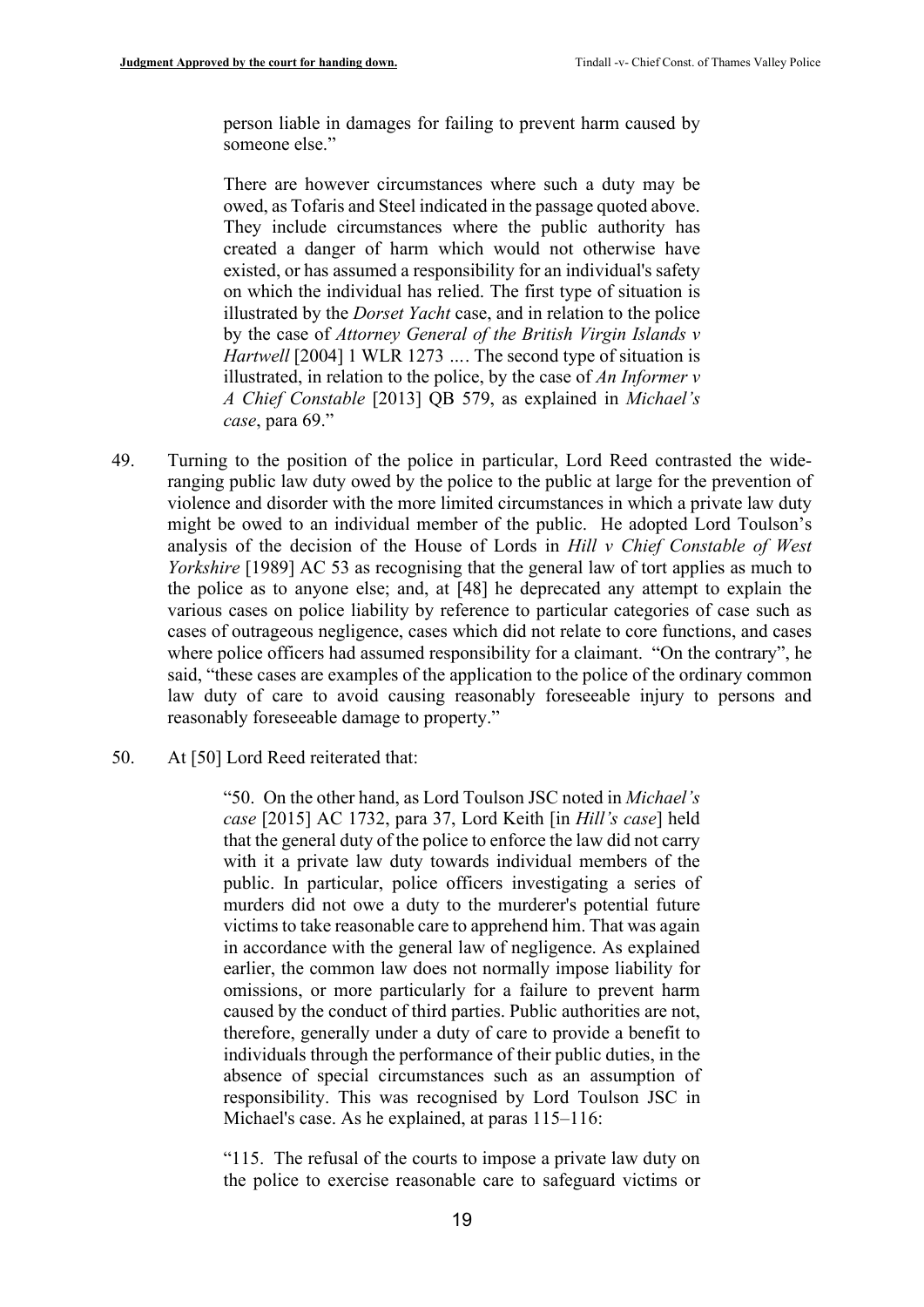person liable in damages for failing to prevent harm caused by someone else."

> There are however circumstances where such a duty may be owed, as Tofaris and Steel indicated in the passage quoted above. They include circumstances where the public authority has created a danger of harm which would not otherwise have existed, or has assumed a responsibility for an individual's safety on which the individual has relied. The first type of situation is illustrated by the *Dorset Yacht* case, and in relation to the police by the case of *Attorney General of the British Virgin Islands v Hartwell* [2004] 1 WLR 1273 .… The second type of situation is illustrated, in relation to the police, by the case of *An Informer v A Chief Constable* [2013] QB 579, as explained in *Michael's case*, para 69."

49. Turning to the position of the police in particular, Lord Reed contrasted the wide-ranging public law duty owed by the police to the public at large for the prevention of violence and disorder with the more limited circumstances in which a private law duty might be owed to an individual member of the public. He adopted Lord Toulson's analysis of the decision of the House of Lords in *Hill v Chief Constable of West Yorkshire* [1989] AC 53 as recognising that the general law of tort applies as much to the police as to anyone else; and, at [48] he deprecated any attempt to explain the various cases on police liability by reference to particular categories of case such as cases of outrageous negligence, cases which did not relate to core functions, and cases where police officers had assumed responsibility for a claimant. "On the contrary", he said, "these cases are examples of the application to the police of the ordinary common law duty of care to avoid causing reasonably foreseeable injury to persons and reasonably foreseeable damage to property."

50. At [50] Lord Reed reiterated that:

> "50. On the other hand, as Lord Toulson JSC noted in *Michael's case* [2015] AC 1732, para 37, Lord Keith [in *Hill's case*] held that the general duty of the police to enforce the law did not carry with it a private law duty towards individual members of the public. In particular, police officers investigating a series of murders did not owe a duty to the murderer's potential future victims to take reasonable care to apprehend him. That was again in accordance with the general law of negligence. As explained earlier, the common law does not normally impose liability for omissions, or more particularly for a failure to prevent harm caused by the conduct of third parties. Public authorities are not, therefore, generally under a duty of care to provide a benefit to individuals through the performance of their public duties, in the absence of special circumstances such as an assumption of responsibility. This was recognised by Lord Toulson JSC in Michael's case. As he explained, at paras 115–116:
>
> "115. The refusal of the courts to impose a private law duty on the police to exercise reasonable care to safeguard victims or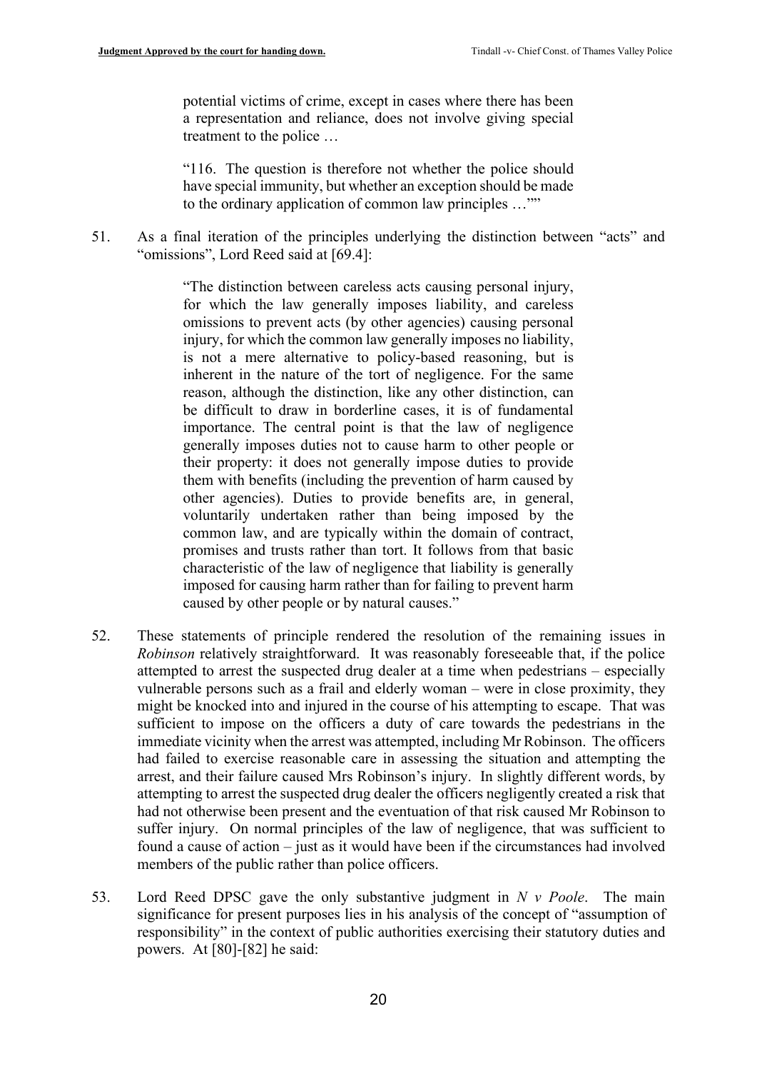> potential victims of crime, except in cases where there has been a representation and reliance, does not involve giving special treatment to the police …
>
> "116. The question is therefore not whether the police should have special immunity, but whether an exception should be made to the ordinary application of common law principles …""

51. As a final iteration of the principles underlying the distinction between "acts" and "omissions", Lord Reed said at [69.4]:

> "The distinction between careless acts causing personal injury, for which the law generally imposes liability, and careless omissions to prevent acts (by other agencies) causing personal injury, for which the common law generally imposes no liability, is not a mere alternative to policy-based reasoning, but is inherent in the nature of the tort of negligence. For the same reason, although the distinction, like any other distinction, can be difficult to draw in borderline cases, it is of fundamental importance. The central point is that the law of negligence generally imposes duties not to cause harm to other people or their property: it does not generally impose duties to provide them with benefits (including the prevention of harm caused by other agencies). Duties to provide benefits are, in general, voluntarily undertaken rather than being imposed by the common law, and are typically within the domain of contract, promises and trusts rather than tort. It follows from that basic characteristic of the law of negligence that liability is generally imposed for causing harm rather than for failing to prevent harm caused by other people or by natural causes."

52. These statements of principle rendered the resolution of the remaining issues in *Robinson* relatively straightforward. It was reasonably foreseeable that, if the police attempted to arrest the suspected drug dealer at a time when pedestrians – especially vulnerable persons such as a frail and elderly woman – were in close proximity, they might be knocked into and injured in the course of his attempting to escape. That was sufficient to impose on the officers a duty of care towards the pedestrians in the immediate vicinity when the arrest was attempted, including Mr Robinson. The officers had failed to exercise reasonable care in assessing the situation and attempting the arrest, and their failure caused Mrs Robinson's injury. In slightly different words, by attempting to arrest the suspected drug dealer the officers negligently created a risk that had not otherwise been present and the eventuation of that risk caused Mr Robinson to suffer injury. On normal principles of the law of negligence, that was sufficient to found a cause of action – just as it would have been if the circumstances had involved members of the public rather than police officers.

53. Lord Reed DPSC gave the only substantive judgment in *N v Poole*. The main significance for present purposes lies in his analysis of the concept of "assumption of responsibility" in the context of public authorities exercising their statutory duties and powers. At [80]-[82] he said: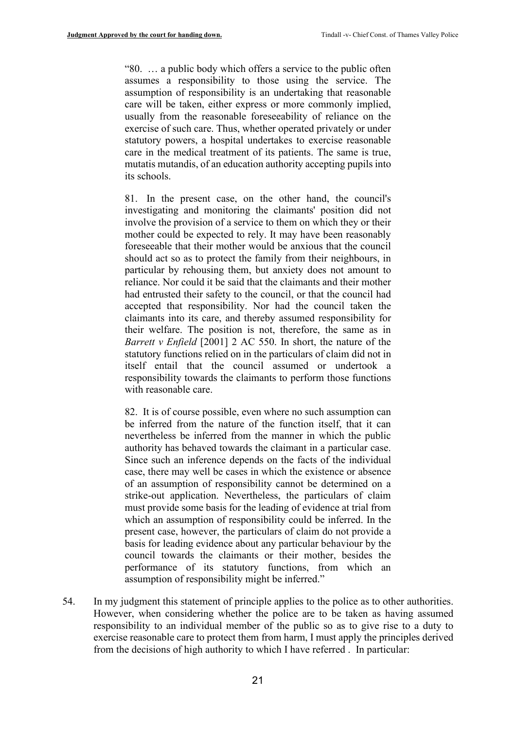> "80. … a public body which offers a service to the public often assumes a responsibility to those using the service. The assumption of responsibility is an undertaking that reasonable care will be taken, either express or more commonly implied, usually from the reasonable foreseeability of reliance on the exercise of such care. Thus, whether operated privately or under statutory powers, a hospital undertakes to exercise reasonable care in the medical treatment of its patients. The same is true, mutatis mutandis, of an education authority accepting pupils into its schools.
>
> 81. In the present case, on the other hand, the council's investigating and monitoring the claimants' position did not involve the provision of a service to them on which they or their mother could be expected to rely. It may have been reasonably foreseeable that their mother would be anxious that the council should act so as to protect the family from their neighbours, in particular by rehousing them, but anxiety does not amount to reliance. Nor could it be said that the claimants and their mother had entrusted their safety to the council, or that the council had accepted that responsibility. Nor had the council taken the claimants into its care, and thereby assumed responsibility for their welfare. The position is not, therefore, the same as in *Barrett v Enfield* [2001] 2 AC 550. In short, the nature of the statutory functions relied on in the particulars of claim did not in itself entail that the council assumed or undertook a responsibility towards the claimants to perform those functions with reasonable care.
>
> 82. It is of course possible, even where no such assumption can be inferred from the nature of the function itself, that it can nevertheless be inferred from the manner in which the public authority has behaved towards the claimant in a particular case. Since such an inference depends on the facts of the individual case, there may well be cases in which the existence or absence of an assumption of responsibility cannot be determined on a strike-out application. Nevertheless, the particulars of claim must provide some basis for the leading of evidence at trial from which an assumption of responsibility could be inferred. In the present case, however, the particulars of claim do not provide a basis for leading evidence about any particular behaviour by the council towards the claimants or their mother, besides the performance of its statutory functions, from which an assumption of responsibility might be inferred."

54. In my judgment this statement of principle applies to the police as to other authorities. However, when considering whether the police are to be taken as having assumed responsibility to an individual member of the public so as to give rise to a duty to exercise reasonable care to protect them from harm, I must apply the principles derived from the decisions of high authority to which I have referred . In particular: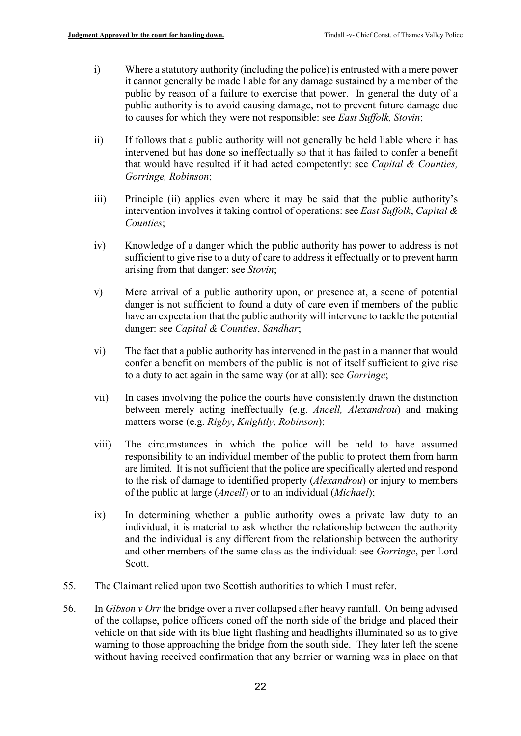i) Where a statutory authority (including the police) is entrusted with a mere power it cannot generally be made liable for any damage sustained by a member of the public by reason of a failure to exercise that power. In general the duty of a public authority is to avoid causing damage, not to prevent future damage due to causes for which they were not responsible: see *East Suffolk, Stovin*;

ii) If follows that a public authority will not generally be held liable where it has intervened but has done so ineffectually so that it has failed to confer a benefit that would have resulted if it had acted competently: see *Capital & Counties, Gorringe, Robinson*;

iii) Principle (ii) applies even where it may be said that the public authority's intervention involves it taking control of operations: see *East Suffolk*, *Capital & Counties*;

iv) Knowledge of a danger which the public authority has power to address is not sufficient to give rise to a duty of care to address it effectually or to prevent harm arising from that danger: see *Stovin*;

v) Mere arrival of a public authority upon, or presence at, a scene of potential danger is not sufficient to found a duty of care even if members of the public have an expectation that the public authority will intervene to tackle the potential danger: see *Capital & Counties*, *Sandhar*;

vi) The fact that a public authority has intervened in the past in a manner that would confer a benefit on members of the public is not of itself sufficient to give rise to a duty to act again in the same way (or at all): see *Gorringe*;

vii) In cases involving the police the courts have consistently drawn the distinction between merely acting ineffectually (e.g. *Ancell, Alexandrou*) and making matters worse (e.g. *Rigby*, *Knightly*, *Robinson*);

viii) The circumstances in which the police will be held to have assumed responsibility to an individual member of the public to protect them from harm are limited. It is not sufficient that the police are specifically alerted and respond to the risk of damage to identified property (*Alexandrou*) or injury to members of the public at large (*Ancell*) or to an individual (*Michael*);

ix) In determining whether a public authority owes a private law duty to an individual, it is material to ask whether the relationship between the authority and the individual is any different from the relationship between the authority and other members of the same class as the individual: see *Gorringe*, per Lord Scott.

55. The Claimant relied upon two Scottish authorities to which I must refer.

56. In *Gibson v Orr* the bridge over a river collapsed after heavy rainfall. On being advised of the collapse, police officers coned off the north side of the bridge and placed their vehicle on that side with its blue light flashing and headlights illuminated so as to give warning to those approaching the bridge from the south side. They later left the scene without having received confirmation that any barrier or warning was in place on that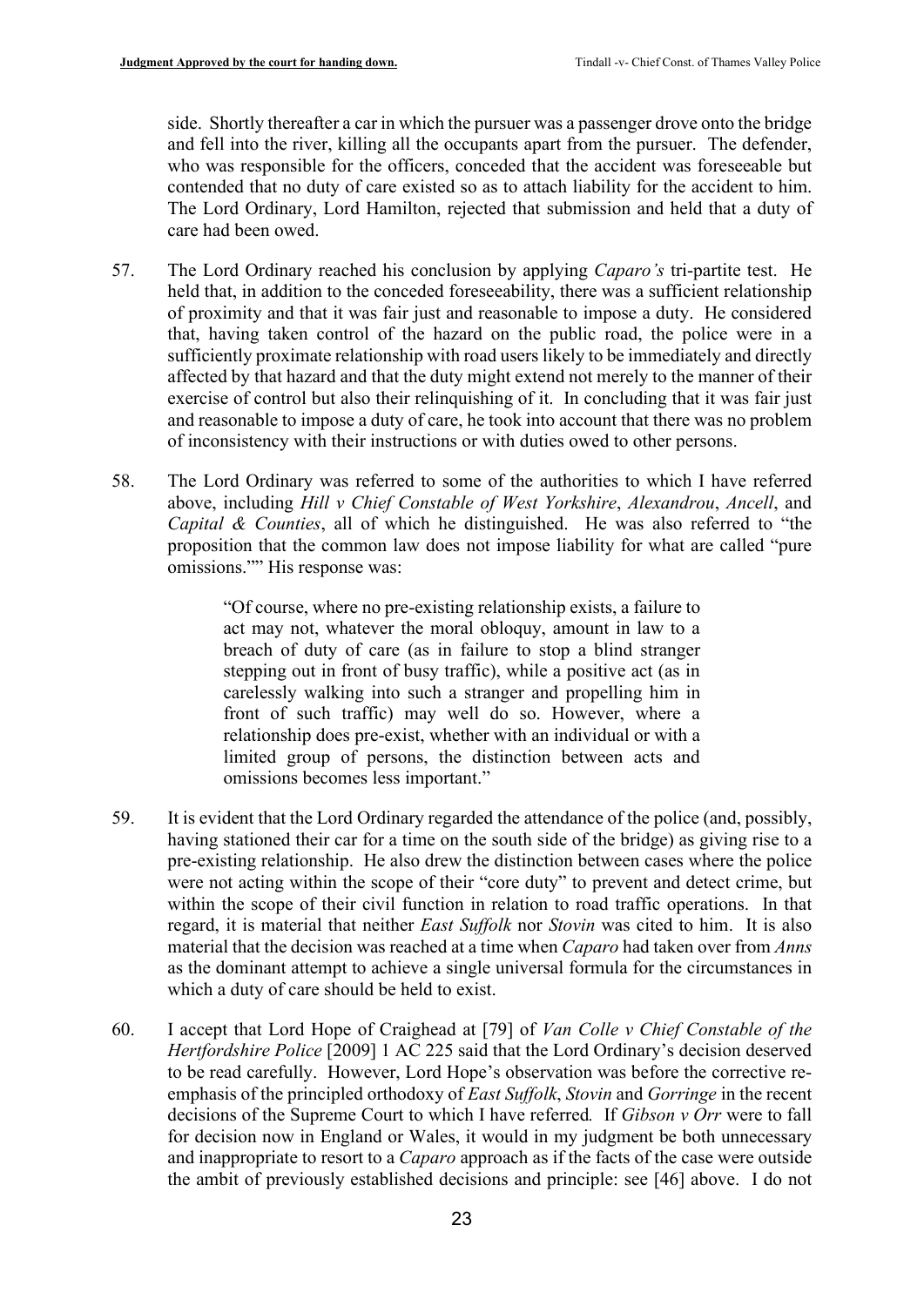side. Shortly thereafter a car in which the pursuer was a passenger drove onto the bridge and fell into the river, killing all the occupants apart from the pursuer. The defender, who was responsible for the officers, conceded that the accident was foreseeable but contended that no duty of care existed so as to attach liability for the accident to him. The Lord Ordinary, Lord Hamilton, rejected that submission and held that a duty of care had been owed.

57. The Lord Ordinary reached his conclusion by applying *Caparo's* tri-partite test. He held that, in addition to the conceded foreseeability, there was a sufficient relationship of proximity and that it was fair just and reasonable to impose a duty. He considered that, having taken control of the hazard on the public road, the police were in a sufficiently proximate relationship with road users likely to be immediately and directly affected by that hazard and that the duty might extend not merely to the manner of their exercise of control but also their relinquishing of it. In concluding that it was fair just and reasonable to impose a duty of care, he took into account that there was no problem of inconsistency with their instructions or with duties owed to other persons.

58. The Lord Ordinary was referred to some of the authorities to which I have referred above, including *Hill v Chief Constable of West Yorkshire*, *Alexandrou*, *Ancell*, and *Capital & Counties*, all of which he distinguished. He was also referred to "the proposition that the common law does not impose liability for what are called "pure omissions."" His response was:

> "Of course, where no pre-existing relationship exists, a failure to act may not, whatever the moral obloquy, amount in law to a breach of duty of care (as in failure to stop a blind stranger stepping out in front of busy traffic), while a positive act (as in carelessly walking into such a stranger and propelling him in front of such traffic) may well do so. However, where a relationship does pre-exist, whether with an individual or with a limited group of persons, the distinction between acts and omissions becomes less important."

59. It is evident that the Lord Ordinary regarded the attendance of the police (and, possibly, having stationed their car for a time on the south side of the bridge) as giving rise to a pre-existing relationship. He also drew the distinction between cases where the police were not acting within the scope of their "core duty" to prevent and detect crime, but within the scope of their civil function in relation to road traffic operations. In that regard, it is material that neither *East Suffolk* nor *Stovin* was cited to him. It is also material that the decision was reached at a time when *Caparo* had taken over from *Anns* as the dominant attempt to achieve a single universal formula for the circumstances in which a duty of care should be held to exist.

60. I accept that Lord Hope of Craighead at [79] of *Van Colle v Chief Constable of the Hertfordshire Police* [2009] 1 AC 225 said that the Lord Ordinary's decision deserved to be read carefully. However, Lord Hope's observation was before the corrective re-emphasis of the principled orthodoxy of *East Suffolk*, *Stovin* and *Gorringe* in the recent decisions of the Supreme Court to which I have referred. If *Gibson v Orr* were to fall for decision now in England or Wales, it would in my judgment be both unnecessary and inappropriate to resort to a *Caparo* approach as if the facts of the case were outside the ambit of previously established decisions and principle: see [46] above. I do not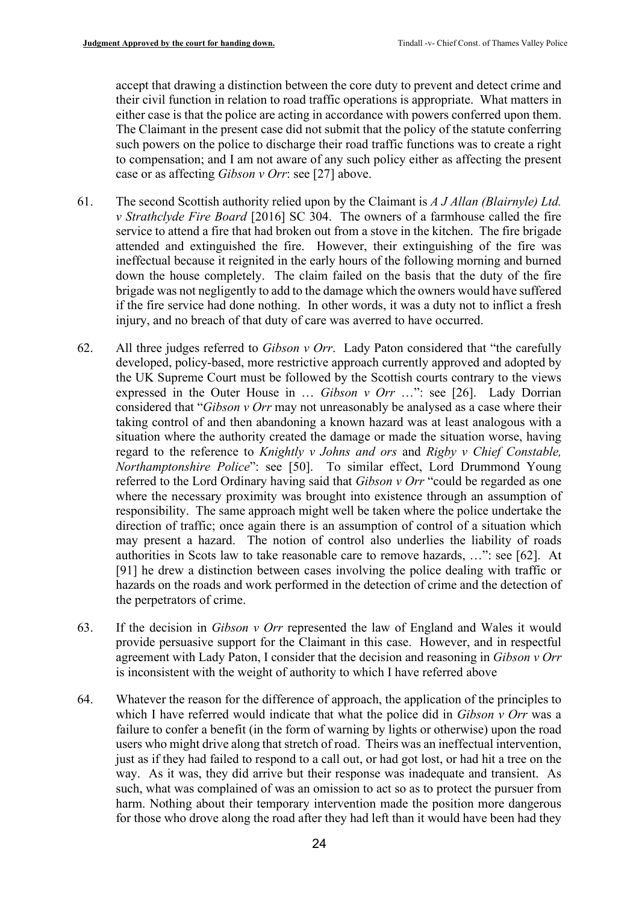accept that drawing a distinction between the core duty to prevent and detect crime and their civil function in relation to road traffic operations is appropriate. What matters in either case is that the police are acting in accordance with powers conferred upon them. The Claimant in the present case did not submit that the policy of the statute conferring such powers on the police to discharge their road traffic functions was to create a right to compensation; and I am not aware of any such policy either as affecting the present case or as affecting *Gibson v Orr*: see [27] above.

61. The second Scottish authority relied upon by the Claimant is *A J Allan (Blairnyle) Ltd. v Strathclyde Fire Board* [2016] SC 304. The owners of a farmhouse called the fire service to attend a fire that had broken out from a stove in the kitchen. The fire brigade attended and extinguished the fire. However, their extinguishing of the fire was ineffectual because it reignited in the early hours of the following morning and burned down the house completely. The claim failed on the basis that the duty of the fire brigade was not negligently to add to the damage which the owners would have suffered if the fire service had done nothing. In other words, it was a duty not to inflict a fresh injury, and no breach of that duty of care was averred to have occurred.

62. All three judges referred to *Gibson v Orr*. Lady Paton considered that "the carefully developed, policy-based, more restrictive approach currently approved and adopted by the UK Supreme Court must be followed by the Scottish courts contrary to the views expressed in the Outer House in … *Gibson v Orr* …": see [26]. Lady Dorrian considered that "*Gibson v Orr* may not unreasonably be analysed as a case where their taking control of and then abandoning a known hazard was at least analogous with a situation where the authority created the damage or made the situation worse, having regard to the reference to *Knightly v Johns and ors* and *Rigby v Chief Constable, Northamptonshire Police*": see [50]. To similar effect, Lord Drummond Young referred to the Lord Ordinary having said that *Gibson v Orr* "could be regarded as one where the necessary proximity was brought into existence through an assumption of responsibility. The same approach might well be taken where the police undertake the direction of traffic; once again there is an assumption of control of a situation which may present a hazard. The notion of control also underlies the liability of roads authorities in Scots law to take reasonable care to remove hazards, …": see [62]. At [91] he drew a distinction between cases involving the police dealing with traffic or hazards on the roads and work performed in the detection of crime and the detection of the perpetrators of crime.

63. If the decision in *Gibson v Orr* represented the law of England and Wales it would provide persuasive support for the Claimant in this case. However, and in respectful agreement with Lady Paton, I consider that the decision and reasoning in *Gibson v Orr* is inconsistent with the weight of authority to which I have referred above

64. Whatever the reason for the difference of approach, the application of the principles to which I have referred would indicate that what the police did in *Gibson v Orr* was a failure to confer a benefit (in the form of warning by lights or otherwise) upon the road users who might drive along that stretch of road. Theirs was an ineffectual intervention, just as if they had failed to respond to a call out, or had got lost, or had hit a tree on the way. As it was, they did arrive but their response was inadequate and transient. As such, what was complained of was an omission to act so as to protect the pursuer from harm. Nothing about their temporary intervention made the position more dangerous for those who drove along the road after they had left than it would have been had they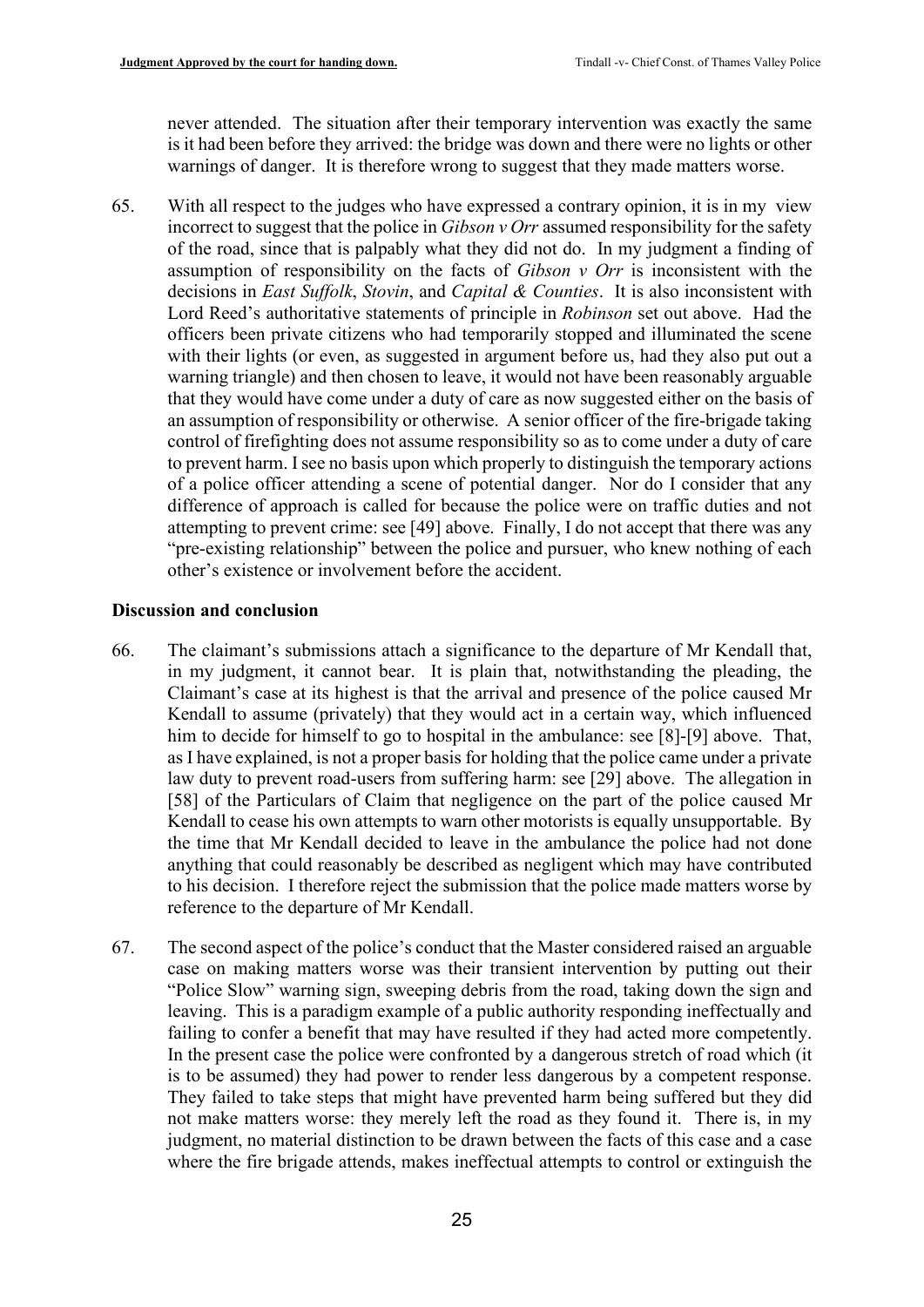never attended. The situation after their temporary intervention was exactly the same is it had been before they arrived: the bridge was down and there were no lights or other warnings of danger. It is therefore wrong to suggest that they made matters worse.

65. With all respect to the judges who have expressed a contrary opinion, it is in my view incorrect to suggest that the police in *Gibson v Orr* assumed responsibility for the safety of the road, since that is palpably what they did not do. In my judgment a finding of assumption of responsibility on the facts of *Gibson v Orr* is inconsistent with the decisions in *East Suffolk*, *Stovin*, and *Capital & Counties*. It is also inconsistent with Lord Reed's authoritative statements of principle in *Robinson* set out above. Had the officers been private citizens who had temporarily stopped and illuminated the scene with their lights (or even, as suggested in argument before us, had they also put out a warning triangle) and then chosen to leave, it would not have been reasonably arguable that they would have come under a duty of care as now suggested either on the basis of an assumption of responsibility or otherwise. A senior officer of the fire-brigade taking control of firefighting does not assume responsibility so as to come under a duty of care to prevent harm. I see no basis upon which properly to distinguish the temporary actions of a police officer attending a scene of potential danger. Nor do I consider that any difference of approach is called for because the police were on traffic duties and not attempting to prevent crime: see [49] above. Finally, I do not accept that there was any "pre-existing relationship" between the police and pursuer, who knew nothing of each other's existence or involvement before the accident.

## Discussion and conclusion

66. The claimant's submissions attach a significance to the departure of Mr Kendall that, in my judgment, it cannot bear. It is plain that, notwithstanding the pleading, the Claimant's case at its highest is that the arrival and presence of the police caused Mr Kendall to assume (privately) that they would act in a certain way, which influenced him to decide for himself to go to hospital in the ambulance: see [8]-[9] above. That, as I have explained, is not a proper basis for holding that the police came under a private law duty to prevent road-users from suffering harm: see [29] above. The allegation in [58] of the Particulars of Claim that negligence on the part of the police caused Mr Kendall to cease his own attempts to warn other motorists is equally unsupportable. By the time that Mr Kendall decided to leave in the ambulance the police had not done anything that could reasonably be described as negligent which may have contributed to his decision. I therefore reject the submission that the police made matters worse by reference to the departure of Mr Kendall.

67. The second aspect of the police's conduct that the Master considered raised an arguable case on making matters worse was their transient intervention by putting out their "Police Slow" warning sign, sweeping debris from the road, taking down the sign and leaving. This is a paradigm example of a public authority responding ineffectually and failing to confer a benefit that may have resulted if they had acted more competently. In the present case the police were confronted by a dangerous stretch of road which (it is to be assumed) they had power to render less dangerous by a competent response. They failed to take steps that might have prevented harm being suffered but they did not make matters worse: they merely left the road as they found it. There is, in my judgment, no material distinction to be drawn between the facts of this case and a case where the fire brigade attends, makes ineffectual attempts to control or extinguish the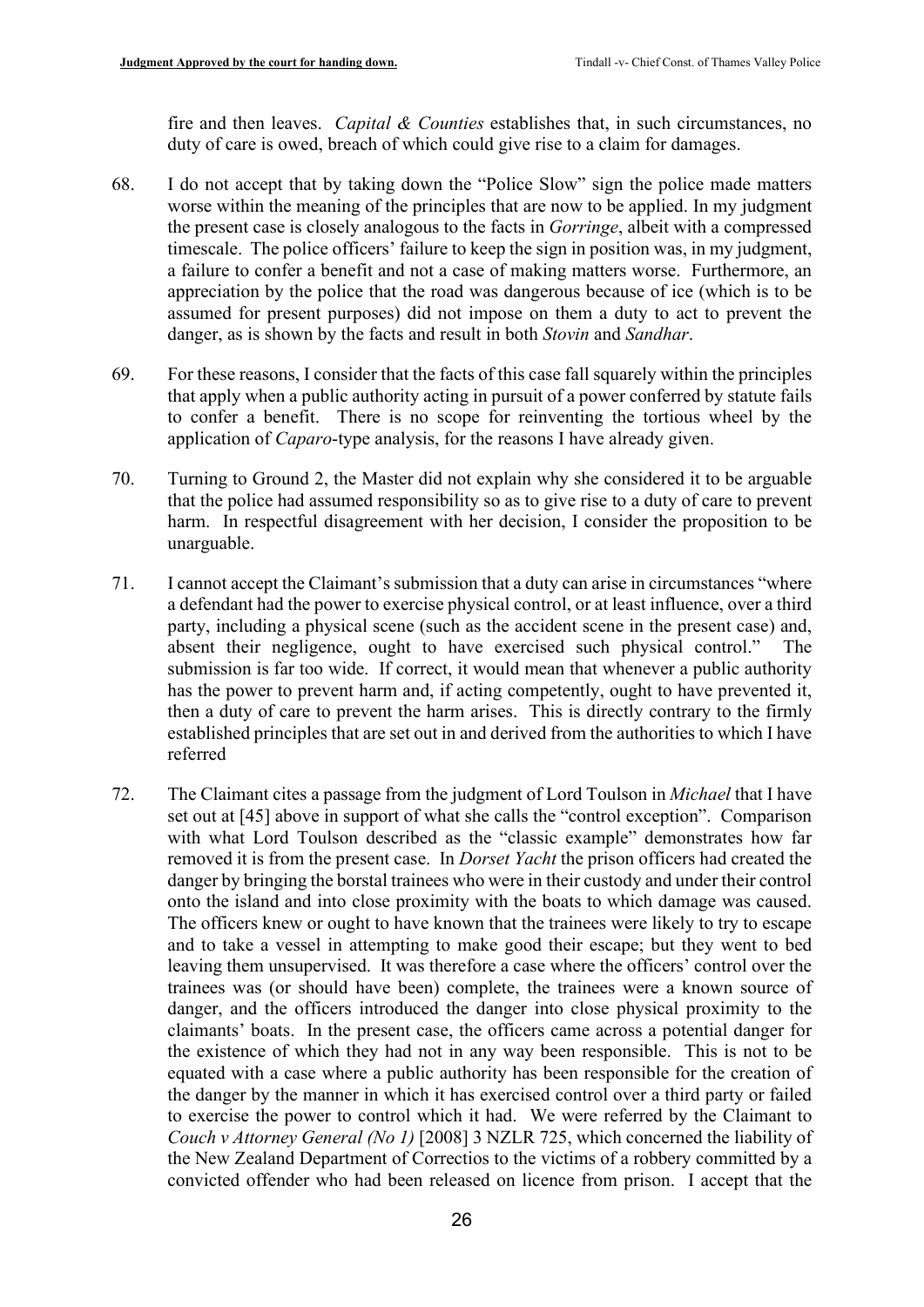fire and then leaves. *Capital & Counties* establishes that, in such circumstances, no duty of care is owed, breach of which could give rise to a claim for damages.

68. I do not accept that by taking down the "Police Slow" sign the police made matters worse within the meaning of the principles that are now to be applied. In my judgment the present case is closely analogous to the facts in *Gorringe*, albeit with a compressed timescale. The police officers' failure to keep the sign in position was, in my judgment, a failure to confer a benefit and not a case of making matters worse. Furthermore, an appreciation by the police that the road was dangerous because of ice (which is to be assumed for present purposes) did not impose on them a duty to act to prevent the danger, as is shown by the facts and result in both *Stovin* and *Sandhar*.

69. For these reasons, I consider that the facts of this case fall squarely within the principles that apply when a public authority acting in pursuit of a power conferred by statute fails to confer a benefit. There is no scope for reinventing the tortious wheel by the application of *Caparo*-type analysis, for the reasons I have already given.

70. Turning to Ground 2, the Master did not explain why she considered it to be arguable that the police had assumed responsibility so as to give rise to a duty of care to prevent harm. In respectful disagreement with her decision, I consider the proposition to be unarguable.

71. I cannot accept the Claimant's submission that a duty can arise in circumstances "where a defendant had the power to exercise physical control, or at least influence, over a third party, including a physical scene (such as the accident scene in the present case) and, absent their negligence, ought to have exercised such physical control." The submission is far too wide. If correct, it would mean that whenever a public authority has the power to prevent harm and, if acting competently, ought to have prevented it, then a duty of care to prevent the harm arises. This is directly contrary to the firmly established principles that are set out in and derived from the authorities to which I have referred

72. The Claimant cites a passage from the judgment of Lord Toulson in *Michael* that I have set out at [45] above in support of what she calls the "control exception". Comparison with what Lord Toulson described as the "classic example" demonstrates how far removed it is from the present case. In *Dorset Yacht* the prison officers had created the danger by bringing the borstal trainees who were in their custody and under their control onto the island and into close proximity with the boats to which damage was caused. The officers knew or ought to have known that the trainees were likely to try to escape and to take a vessel in attempting to make good their escape; but they went to bed leaving them unsupervised. It was therefore a case where the officers' control over the trainees was (or should have been) complete, the trainees were a known source of danger, and the officers introduced the danger into close physical proximity to the claimants' boats. In the present case, the officers came across a potential danger for the existence of which they had not in any way been responsible. This is not to be equated with a case where a public authority has been responsible for the creation of the danger by the manner in which it has exercised control over a third party or failed to exercise the power to control which it had. We were referred by the Claimant to *Couch v Attorney General (No 1)* [2008] 3 NZLR 725, which concerned the liability of the New Zealand Department of Correctios to the victims of a robbery committed by a convicted offender who had been released on licence from prison. I accept that the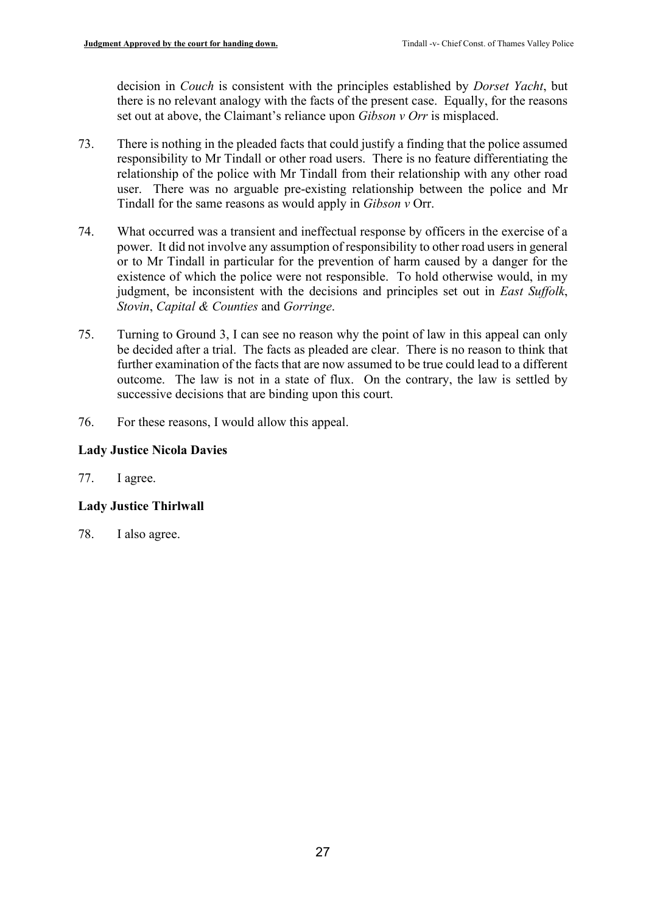decision in *Couch* is consistent with the principles established by *Dorset Yacht*, but there is no relevant analogy with the facts of the present case. Equally, for the reasons set out at above, the Claimant's reliance upon *Gibson v Orr* is misplaced.

73. There is nothing in the pleaded facts that could justify a finding that the police assumed responsibility to Mr Tindall or other road users. There is no feature differentiating the relationship of the police with Mr Tindall from their relationship with any other road user. There was no arguable pre-existing relationship between the police and Mr Tindall for the same reasons as would apply in *Gibson v* Orr.

74. What occurred was a transient and ineffectual response by officers in the exercise of a power. It did not involve any assumption of responsibility to other road users in general or to Mr Tindall in particular for the prevention of harm caused by a danger for the existence of which the police were not responsible. To hold otherwise would, in my judgment, be inconsistent with the decisions and principles set out in *East Suffolk*, *Stovin*, *Capital & Counties* and *Gorringe*.

75. Turning to Ground 3, I can see no reason why the point of law in this appeal can only be decided after a trial. The facts as pleaded are clear. There is no reason to think that further examination of the facts that are now assumed to be true could lead to a different outcome. The law is not in a state of flux. On the contrary, the law is settled by successive decisions that are binding upon this court.

76. For these reasons, I would allow this appeal.

**Lady Justice Nicola Davies**

77. I agree.

**Lady Justice Thirlwall**

78. I also agree.